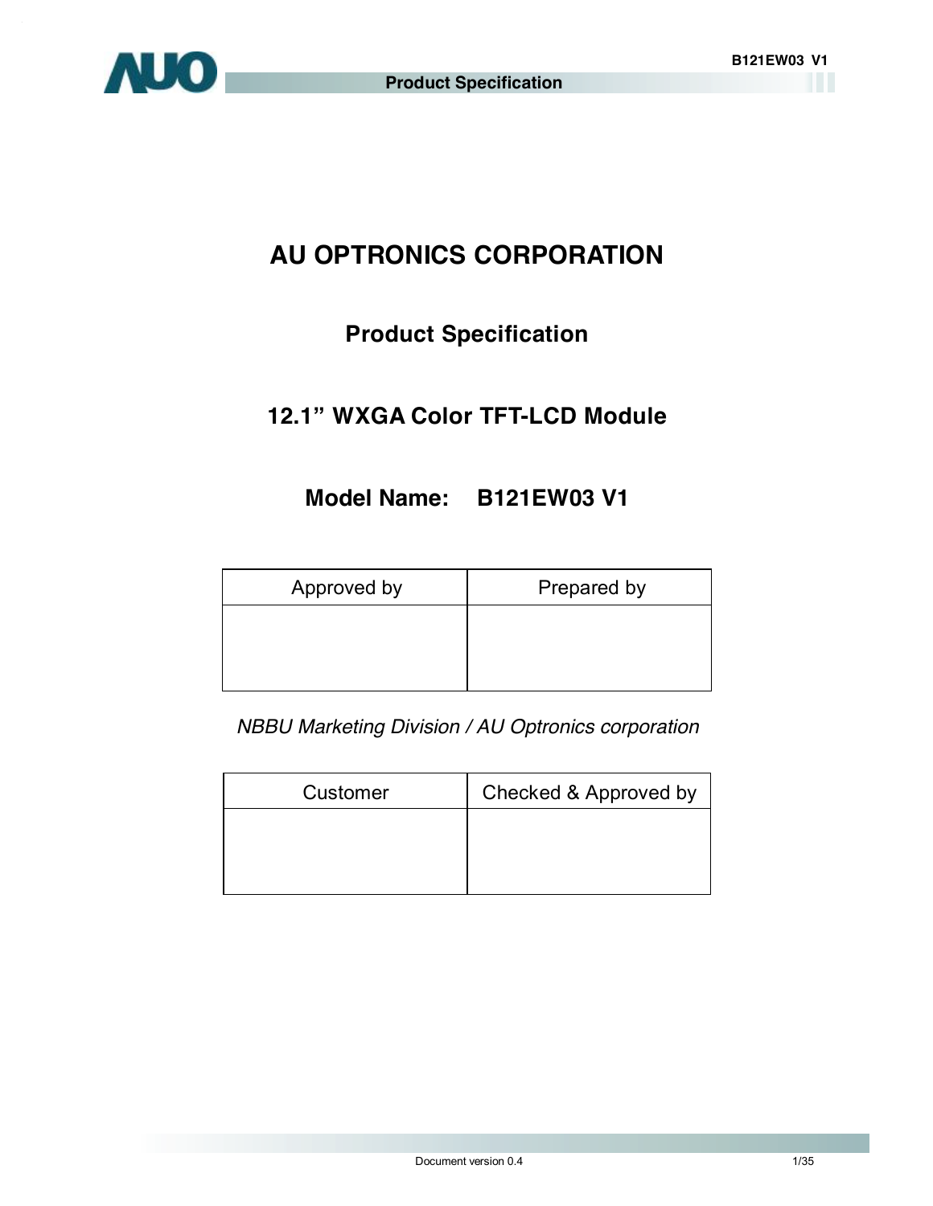# AU OPTRONICS CORPORATION

## Product Specification

## 12.1" WXGA Color TFT-LCD Module

## Model Name: B121EW03 V1

| Approved by | Prepared by |
| --- | --- |
| | |

*NBBU Marketing Division / AU Optronics corporation*

| Customer | Checked & Approved by |
| --- | --- |
| | |

Document version 0.4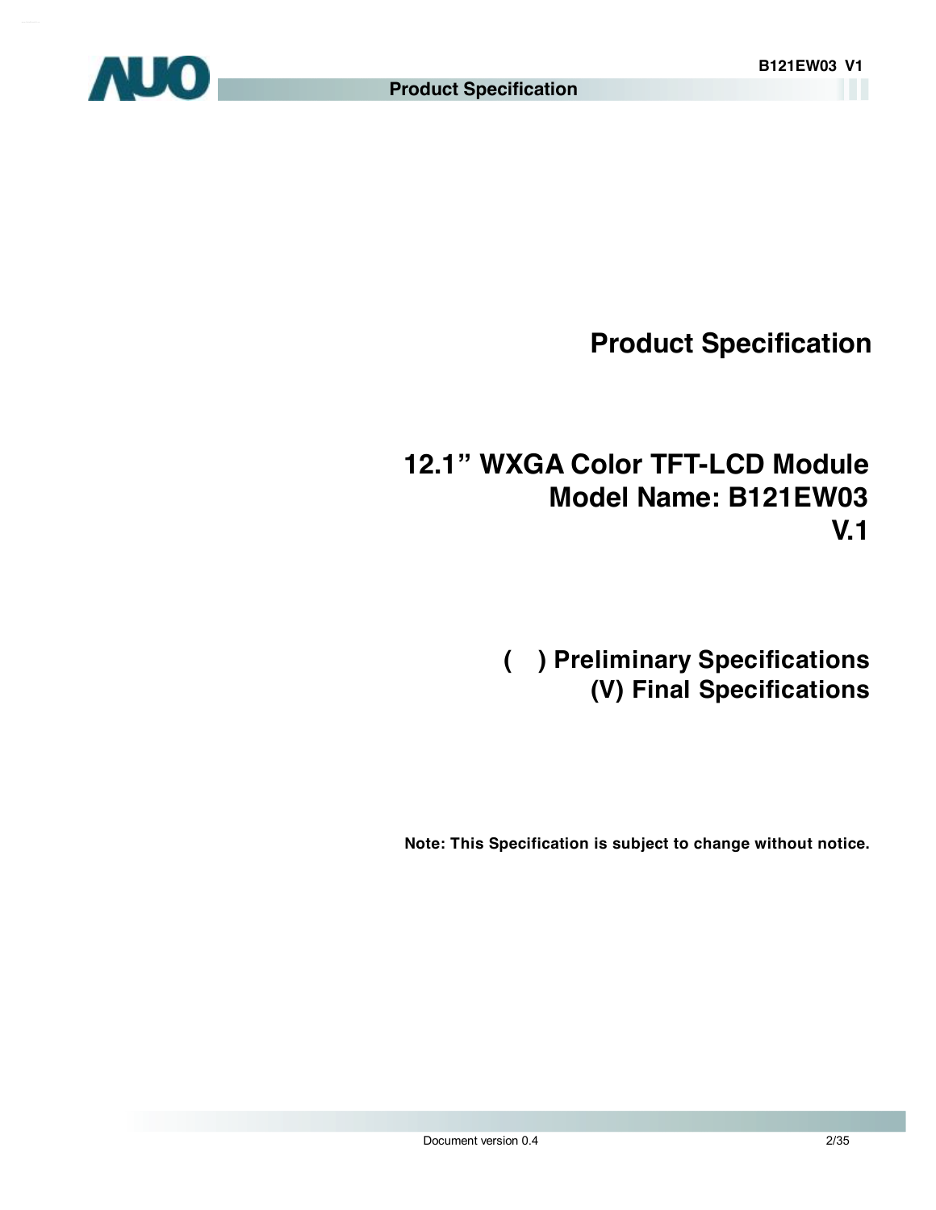# Product Specification

## 12.1" WXGA Color TFT-LCD Module
## Model Name: B121EW03
## V.1

**( ) Preliminary Specifications**
**(V) Final Specifications**

**Note: This Specification is subject to change without notice.**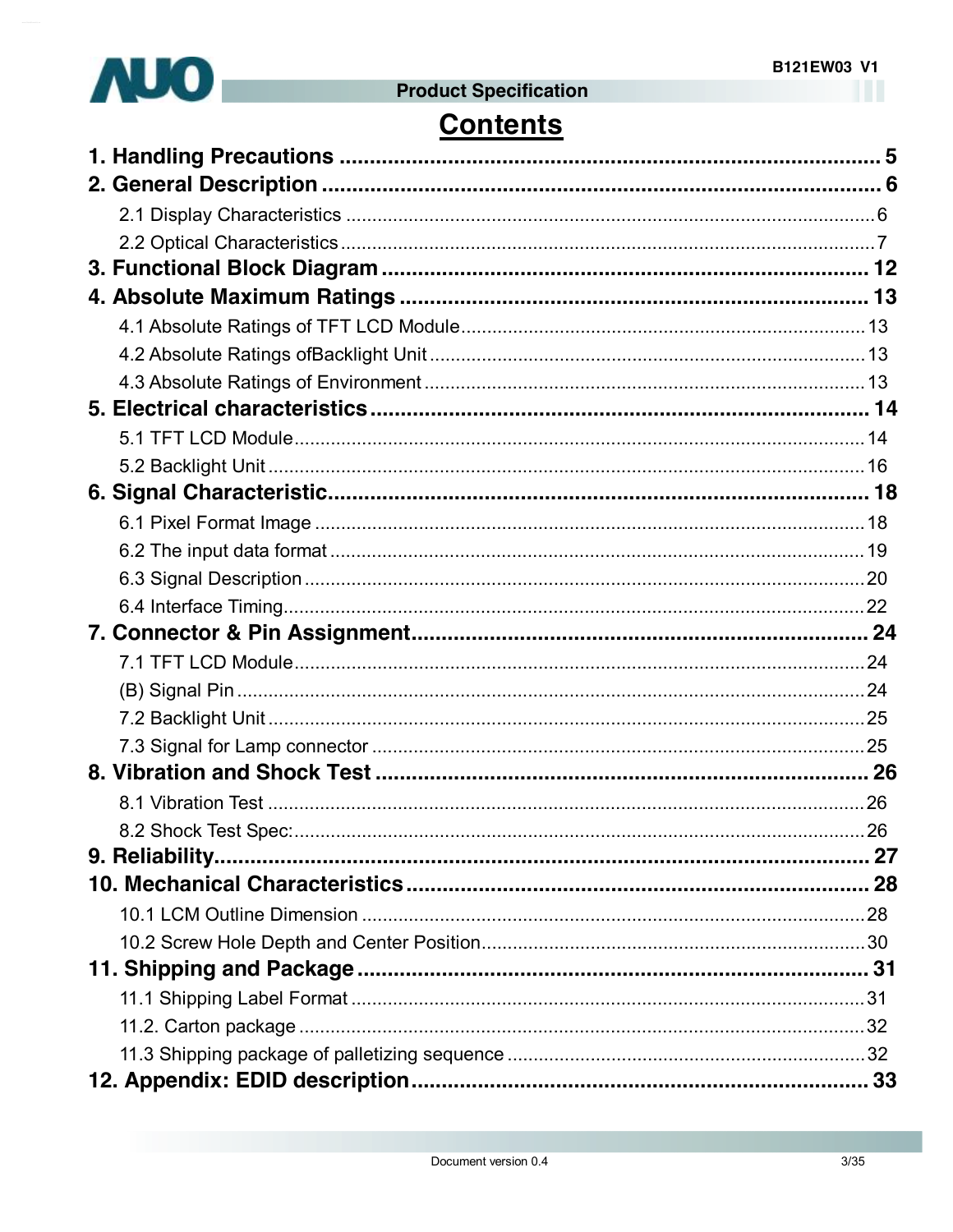# Contents

**1. Handling Precautions ........................................................................................ 5**

**2. General Description ........................................................................................ 6**

2.1 Display Characteristics ........................................................................................ 6

2.2 Optical Characteristics ........................................................................................ 7

**3. Functional Block Diagram ........................................................................................ 12**

**4. Absolute Maximum Ratings ........................................................................................ 13**

4.1 Absolute Ratings of TFT LCD Module ........................................................................................ 13

4.2 Absolute Ratings ofBacklight Unit ........................................................................................ 13

4.3 Absolute Ratings of Environment ........................................................................................ 13

**5. Electrical characteristics ........................................................................................ 14**

5.1 TFT LCD Module ........................................................................................ 14

5.2 Backlight Unit ........................................................................................ 16

**6. Signal Characteristic ........................................................................................ 18**

6.1 Pixel Format Image ........................................................................................ 18

6.2 The input data format ........................................................................................ 19

6.3 Signal Description ........................................................................................ 20

6.4 Interface Timing ........................................................................................ 22

**7. Connector & Pin Assignment ........................................................................................ 24**

7.1 TFT LCD Module ........................................................................................ 24

(B) Signal Pin ........................................................................................ 24

7.2 Backlight Unit ........................................................................................ 25

7.3 Signal for Lamp connector ........................................................................................ 25

**8. Vibration and Shock Test ........................................................................................ 26**

8.1 Vibration Test ........................................................................................ 26

8.2 Shock Test Spec: ........................................................................................ 26

**9. Reliability ........................................................................................ 27**

**10. Mechanical Characteristics ........................................................................................ 28**

10.1 LCM Outline Dimension ........................................................................................ 28

10.2 Screw Hole Depth and Center Position ........................................................................................ 30

**11. Shipping and Package ........................................................................................ 31**

11.1 Shipping Label Format ........................................................................................ 31

11.2. Carton package ........................................................................................ 32

11.3 Shipping package of palletizing sequence ........................................................................................ 32

**12. Appendix: EDID description ........................................................................................ 33**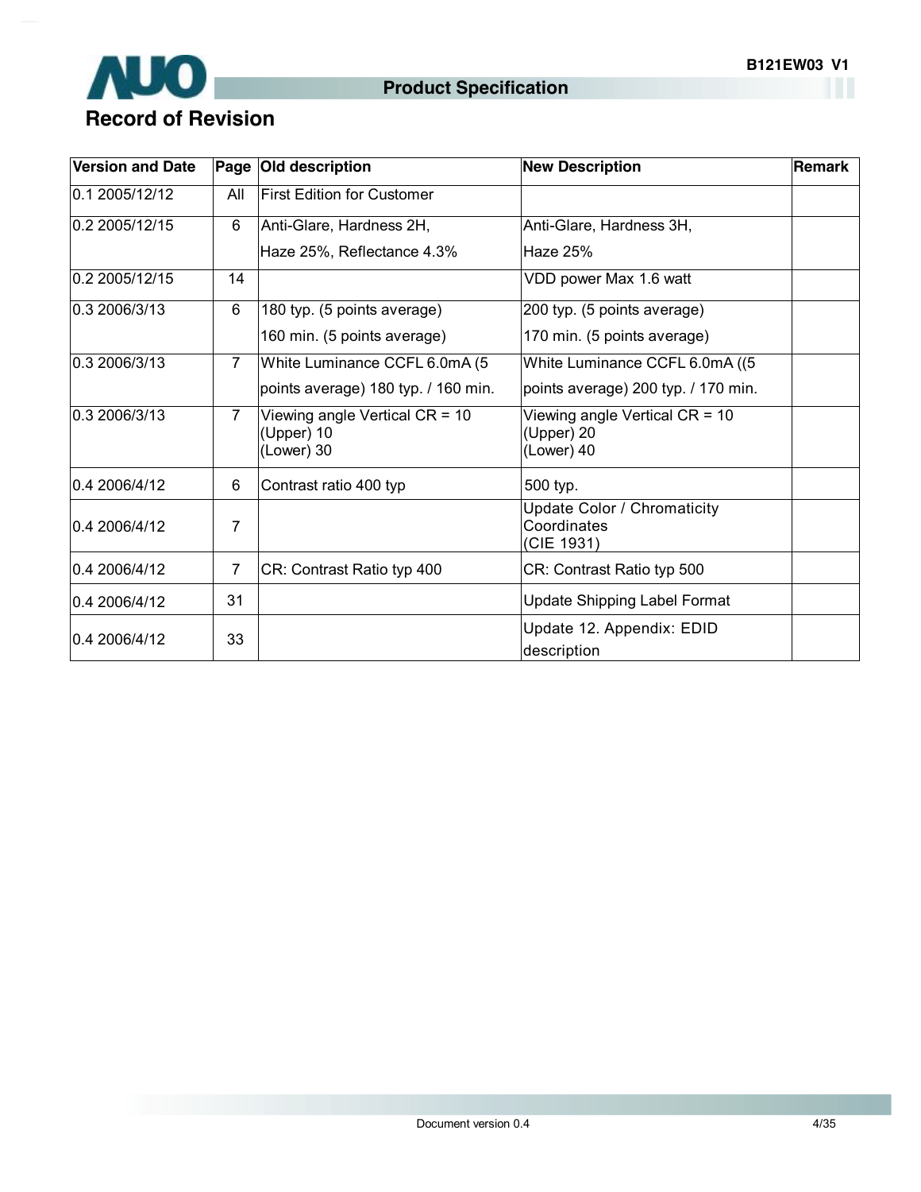## Record of Revision

| Version and Date | Page | Old description | New Description | Remark |
|---|---|---|---|---|
| 0.1 2005/12/12 | All | First Edition for Customer | | |
| 0.2 2005/12/15 | 6 | Anti-Glare, Hardness 2H, Haze 25%, Reflectance 4.3% | Anti-Glare, Hardness 3H, Haze 25% | |
| 0.2 2005/12/15 | 14 | | VDD power Max 1.6 watt | |
| 0.3 2006/3/13 | 6 | 180 typ. (5 points average) 160 min. (5 points average) | 200 typ. (5 points average) 170 min. (5 points average) | |
| 0.3 2006/3/13 | 7 | White Luminance CCFL 6.0mA (5 points average) 180 typ. / 160 min. | White Luminance CCFL 6.0mA ((5 points average) 200 typ. / 170 min. | |
| 0.3 2006/3/13 | 7 | Viewing angle Vertical CR = 10 (Upper) 10 (Lower) 30 | Viewing angle Vertical CR = 10 (Upper) 20 (Lower) 40 | |
| 0.4 2006/4/12 | 6 | Contrast ratio 400 typ | 500 typ. | |
| 0.4 2006/4/12 | 7 | | Update Color / Chromaticity Coordinates (CIE 1931) | |
| 0.4 2006/4/12 | 7 | CR: Contrast Ratio typ 400 | CR: Contrast Ratio typ 500 | |
| 0.4 2006/4/12 | 31 | | Update Shipping Label Format | |
| 0.4 2006/4/12 | 33 | | Update 12. Appendix: EDID description | |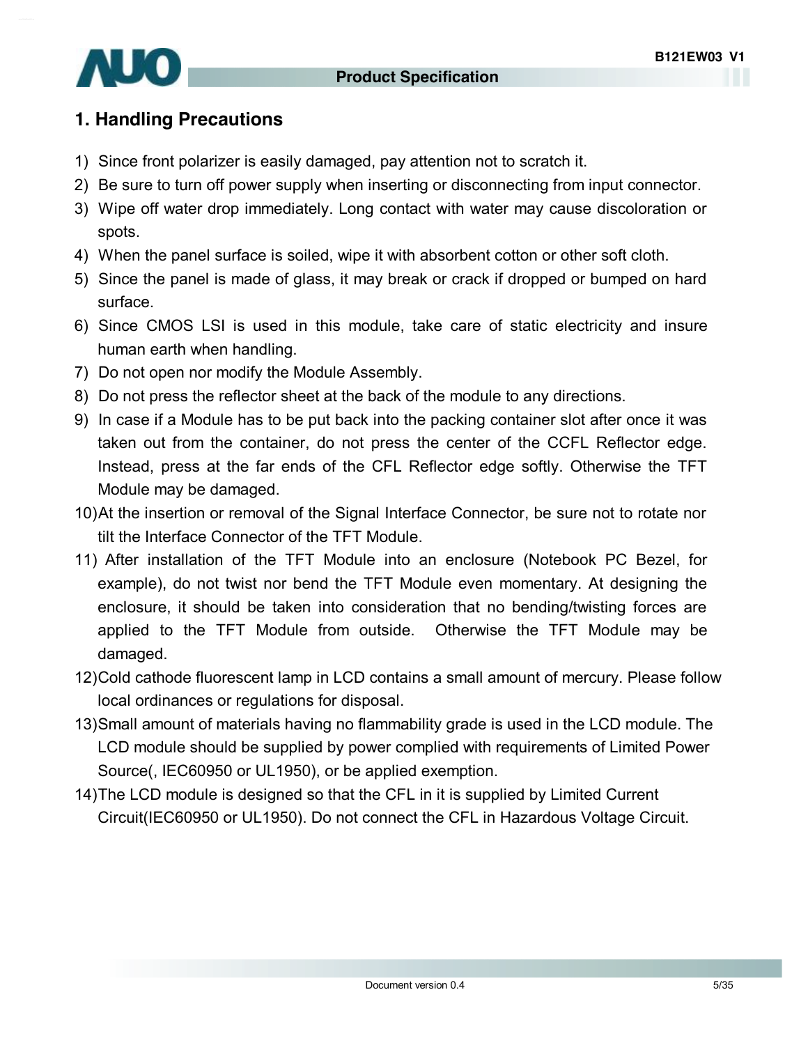# 1. Handling Precautions

1) Since front polarizer is easily damaged, pay attention not to scratch it.
2) Be sure to turn off power supply when inserting or disconnecting from input connector.
3) Wipe off water drop immediately. Long contact with water may cause discoloration or spots.
4) When the panel surface is soiled, wipe it with absorbent cotton or other soft cloth.
5) Since the panel is made of glass, it may break or crack if dropped or bumped on hard surface.
6) Since CMOS LSI is used in this module, take care of static electricity and insure human earth when handling.
7) Do not open nor modify the Module Assembly.
8) Do not press the reflector sheet at the back of the module to any directions.
9) In case if a Module has to be put back into the packing container slot after once it was taken out from the container, do not press the center of the CCFL Reflector edge. Instead, press at the far ends of the CFL Reflector edge softly. Otherwise the TFT Module may be damaged.
10) At the insertion or removal of the Signal Interface Connector, be sure not to rotate nor tilt the Interface Connector of the TFT Module.
11) After installation of the TFT Module into an enclosure (Notebook PC Bezel, for example), do not twist nor bend the TFT Module even momentary. At designing the enclosure, it should be taken into consideration that no bending/twisting forces are applied to the TFT Module from outside. Otherwise the TFT Module may be damaged.
12) Cold cathode fluorescent lamp in LCD contains a small amount of mercury. Please follow local ordinances or regulations for disposal.
13) Small amount of materials having no flammability grade is used in the LCD module. The LCD module should be supplied by power complied with requirements of Limited Power Source(, IEC60950 or UL1950), or be applied exemption.
14) The LCD module is designed so that the CFL in it is supplied by Limited Current Circuit(IEC60950 or UL1950). Do not connect the CFL in Hazardous Voltage Circuit.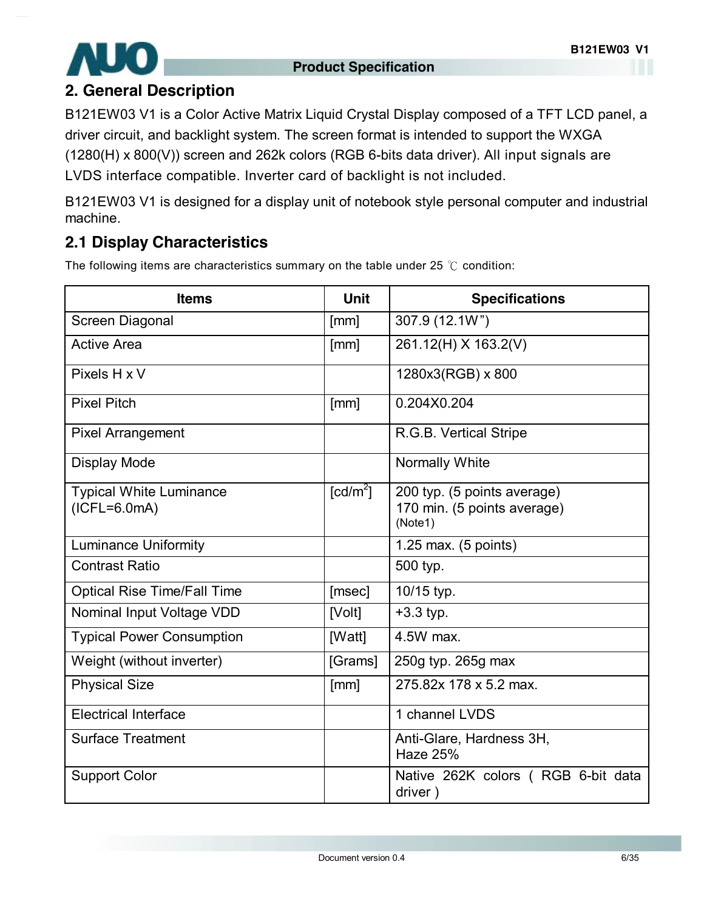## 2. General Description

B121EW03 V1 is a Color Active Matrix Liquid Crystal Display composed of a TFT LCD panel, a driver circuit, and backlight system. The screen format is intended to support the WXGA (1280(H) x 800(V)) screen and 262k colors (RGB 6-bits data driver). All input signals are LVDS interface compatible. Inverter card of backlight is not included.

B121EW03 V1 is designed for a display unit of notebook style personal computer and industrial machine.

## 2.1 Display Characteristics

The following items are characteristics summary on the table under 25 ℃ condition:

| Items | Unit | Specifications |
|---|---|---|
| Screen Diagonal | [mm] | 307.9 (12.1W") |
| Active Area | [mm] | 261.12(H) X 163.2(V) |
| Pixels H x V | | 1280x3(RGB) x 800 |
| Pixel Pitch | [mm] | 0.204X0.204 |
| Pixel Arrangement | | R.G.B. Vertical Stripe |
| Display Mode | | Normally White |
| Typical White Luminance (ICFL=6.0mA) | [cd/m$^2$] | 200 typ. (5 points average)<br>170 min. (5 points average)<br>(Note1) |
| Luminance Uniformity | | 1.25 max. (5 points) |
| Contrast Ratio | | 500 typ. |
| Optical Rise Time/Fall Time | [msec] | 10/15 typ. |
| Nominal Input Voltage VDD | [Volt] | +3.3 typ. |
| Typical Power Consumption | [Watt] | 4.5W max. |
| Weight (without inverter) | [Grams] | 250g typ. 265g max |
| Physical Size | [mm] | 275.82x 178 x 5.2 max. |
| Electrical Interface | | 1 channel LVDS |
| Surface Treatment | | Anti-Glare, Hardness 3H,<br>Haze 25% |
| Support Color | | Native 262K colors ( RGB 6-bit data driver ) |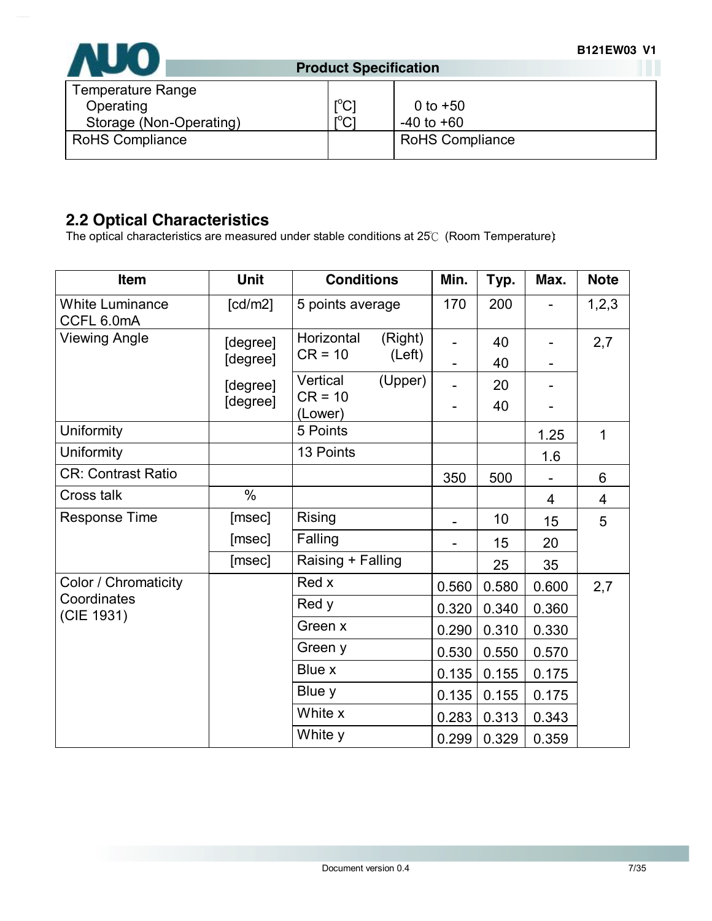| Temperature Range | | |
|---|---|---|
| Operating | [°C] | 0 to +50 |
| Storage (Non-Operating) | [°C] | -40 to +60 |
| RoHS Compliance | | RoHS Compliance |

## 2.2 Optical Characteristics

The optical characteristics are measured under stable conditions at 25℃ (Room Temperature)

| Item | Unit | Conditions | Min. | Typ. | Max. | Note |
|---|---|---|---|---|---|---|
| White Luminance CCFL 6.0mA | [cd/m2] | 5 points average | 170 | 200 | - | 1,2,3 |
| Viewing Angle | [degree] | Horizontal CR = 10 (Right) | - | 40 | - | 2,7 |
| | [degree] | (Left) | - | 40 | - | |
| | [degree] | Vertical CR = 10 (Upper) | - | 20 | - | |
| | [degree] | (Lower) | - | 40 | - | |
| Uniformity | | 5 Points | | | 1.25 | 1 |
| Uniformity | | 13 Points | | | 1.6 | |
| CR: Contrast Ratio | | | 350 | 500 | - | 6 |
| Cross talk | % | | | | 4 | 4 |
| Response Time | [msec] | Rising | - | 10 | 15 | 5 |
| | [msec] | Falling | - | 15 | 20 | |
| | [msec] | Raising + Falling | | 25 | 35 | |
| Color / Chromaticity Coordinates (CIE 1931) | | Red x | 0.560 | 0.580 | 0.600 | 2,7 |
| | | Red y | 0.320 | 0.340 | 0.360 | |
| | | Green x | 0.290 | 0.310 | 0.330 | |
| | | Green y | 0.530 | 0.550 | 0.570 | |
| | | Blue x | 0.135 | 0.155 | 0.175 | |
| | | Blue y | 0.135 | 0.155 | 0.175 | |
| | | White x | 0.283 | 0.313 | 0.343 | |
| | | White y | 0.299 | 0.329 | 0.359 | |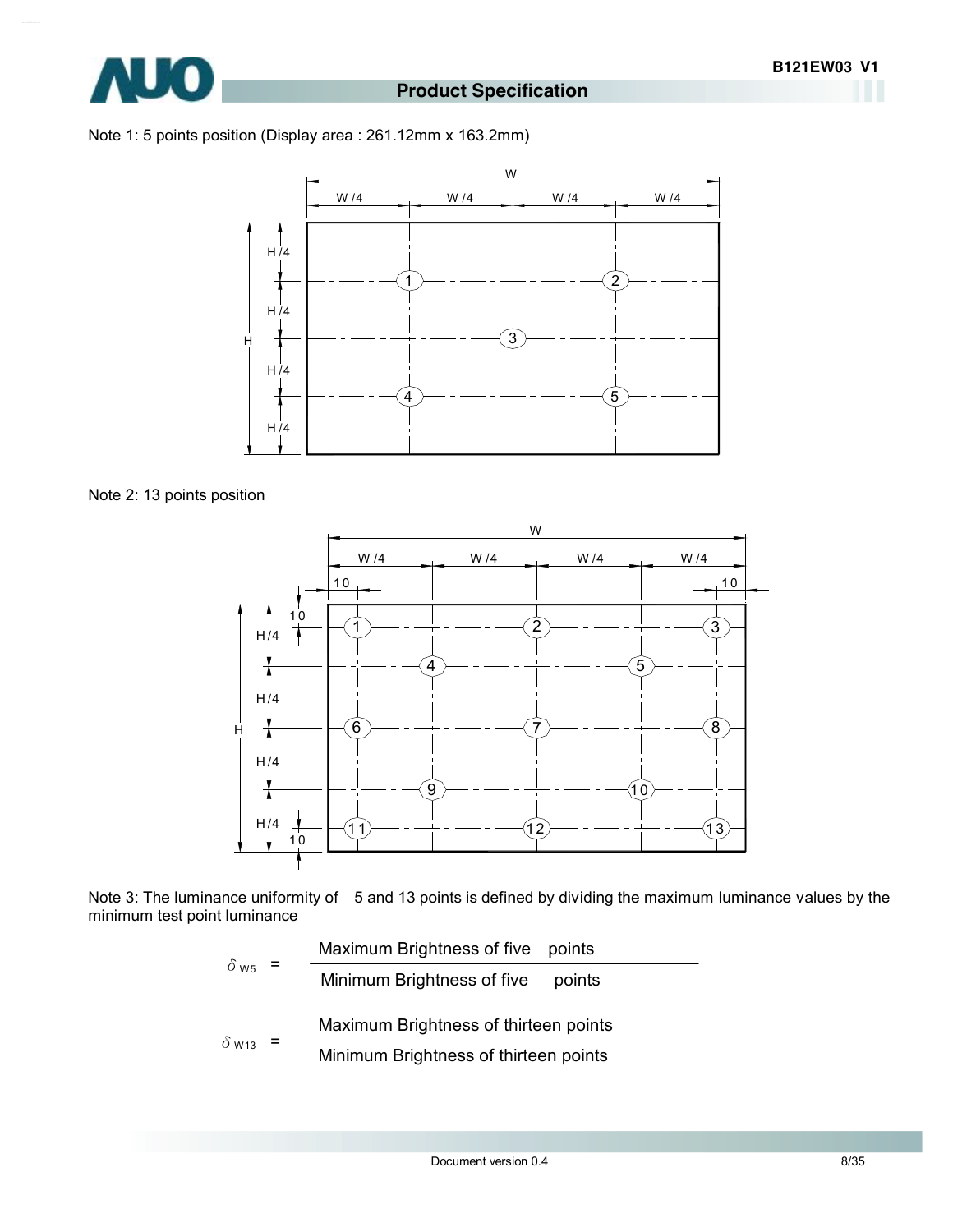Note 1: 5 points position (Display area : 261.12mm x 163.2mm)

Note 2: 13 points position

Note 3: The luminance uniformity of 5 and 13 points is defined by dividing the maximum luminance values by the minimum test point luminance

$$\delta_{W5} = \frac{\text{Maximum Brightness of five points}}{\text{Minimum Brightness of five points}}$$

$$\delta_{W13} = \frac{\text{Maximum Brightness of thirteen points}}{\text{Minimum Brightness of thirteen points}}$$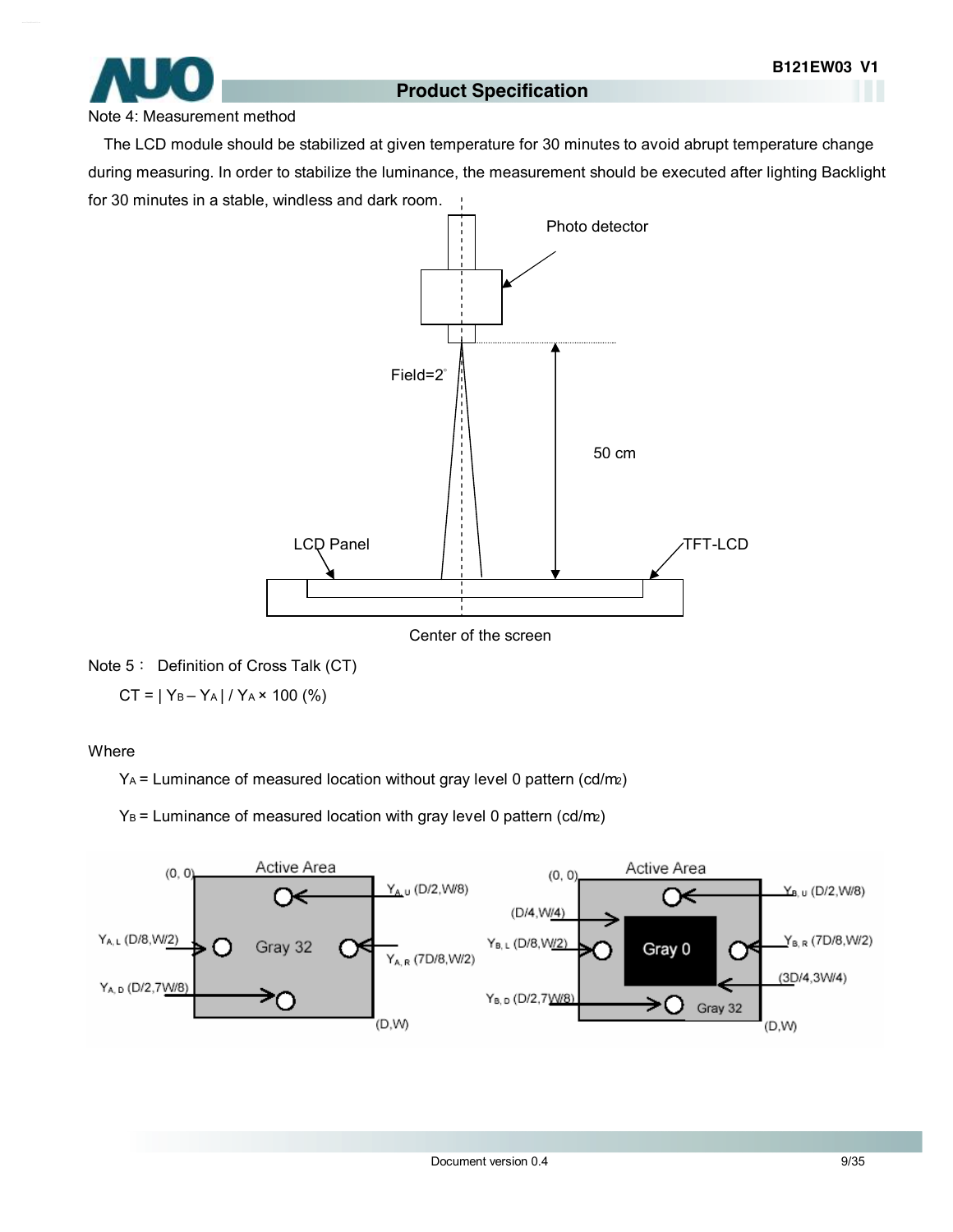Note 4: Measurement method

The LCD module should be stabilized at given temperature for 30 minutes to avoid abrupt temperature change during measuring. In order to stabilize the luminance, the measurement should be executed after lighting Backlight for 30 minutes in a stable, windless and dark room.

Photo detector

Field=2°

50 cm

LCD Panel

TFT-LCD

Center of the screen

Note 5： Definition of Cross Talk (CT)

$$CT = | Y_B - Y_A | / Y_A \times 100\ (\%)$$

Where

$Y_A$ = Luminance of measured location without gray level 0 pattern (cd/m2)

$Y_B$ = Luminance of measured location with gray level 0 pattern (cd/m2)

Active Area (0, 0) (D,W) Gray 32

$Y_{A,U}$ (D/2,W/8)

$Y_{A,L}$ (D/8,W/2)

$Y_{A,R}$ (7D/8,W/2)

$Y_{A,D}$ (D/2,7W/8)

Active Area (0, 0) (D,W) Gray 0 Gray 32

(D/4,W/4)

(3D/4,3W/4)

$Y_{B,U}$ (D/2,W/8)

$Y_{B,L}$ (D/8,W/2)

$Y_{B,R}$ (7D/8,W/2)

$Y_{B,D}$ (D/2,7W/8)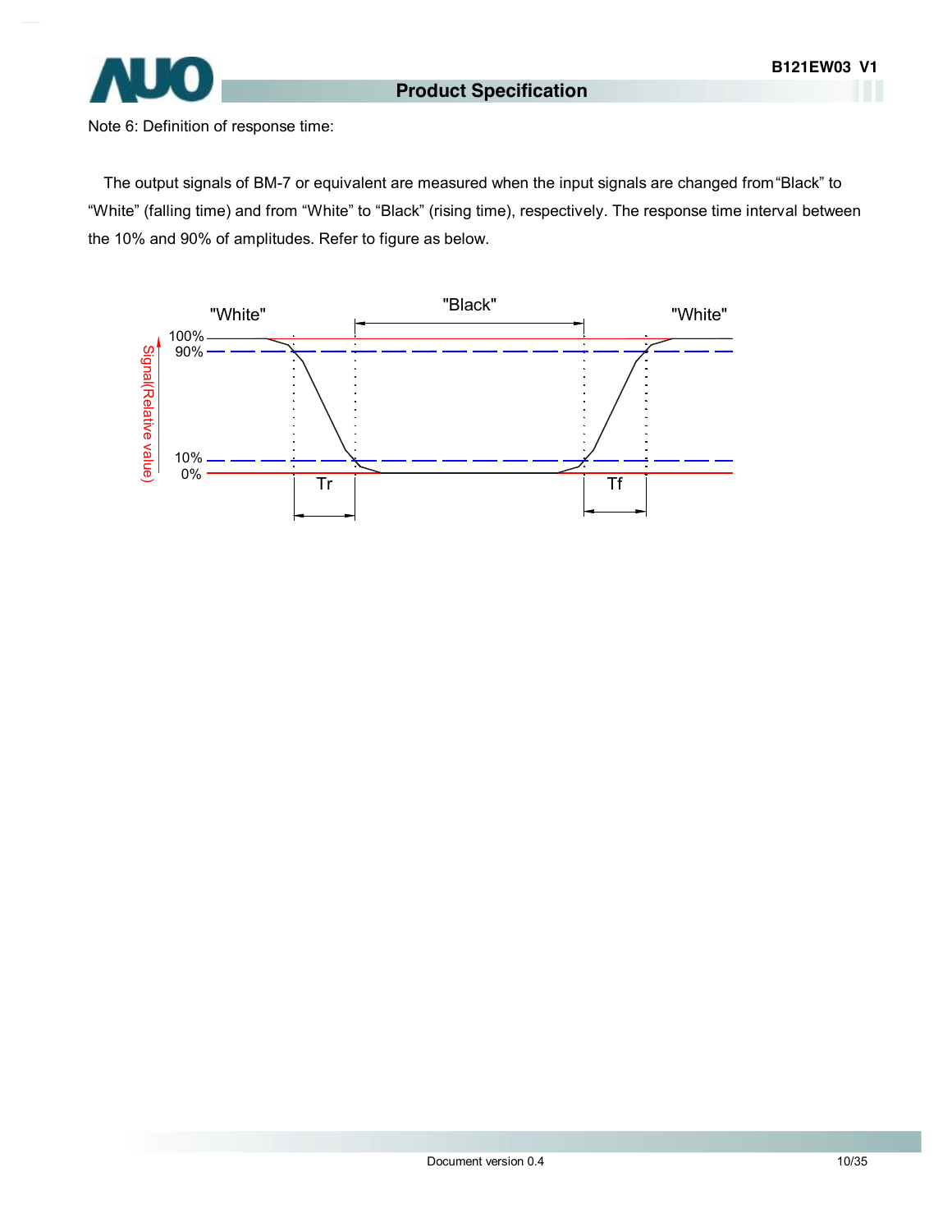Note 6: Definition of response time:

The output signals of BM-7 or equivalent are measured when the input signals are changed from "Black" to "White" (falling time) and from "White" to "Black" (rising time), respectively. The response time interval between the 10% and 90% of amplitudes. Refer to figure as below.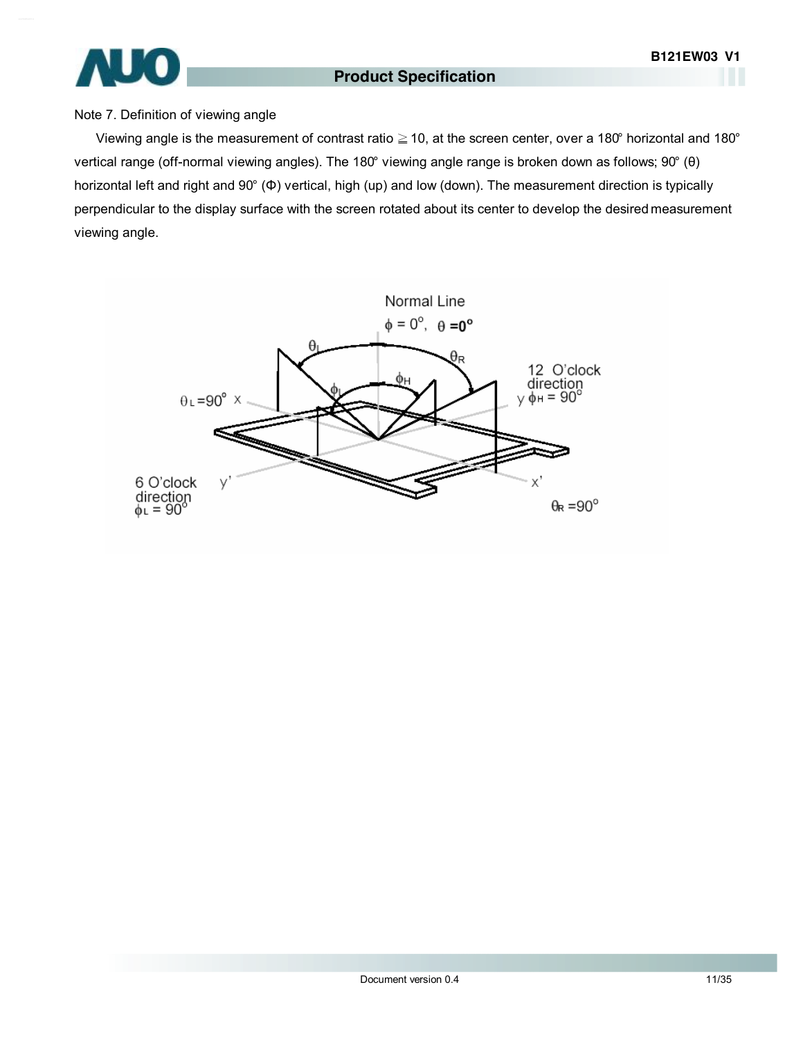Note 7. Definition of viewing angle

Viewing angle is the measurement of contrast ratio ≧ 10, at the screen center, over a 180° horizontal and 180° vertical range (off-normal viewing angles). The 180° viewing angle range is broken down as follows; 90° (θ) horizontal left and right and 90° (Φ) vertical, high (up) and low (down). The measurement direction is typically perpendicular to the display surface with the screen rotated about its center to develop the desired measurement viewing angle.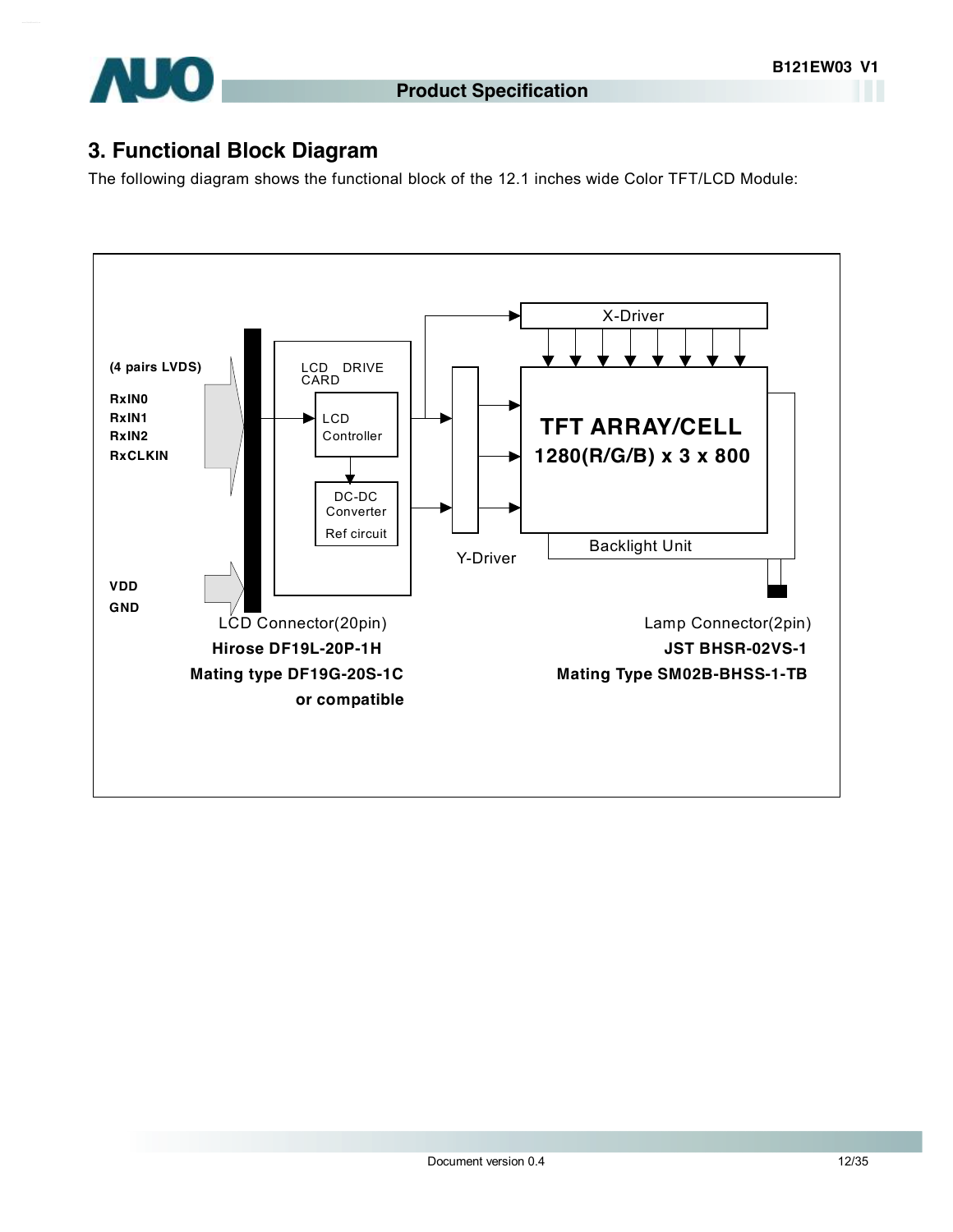## 3. Functional Block Diagram

The following diagram shows the functional block of the 12.1 inches wide Color TFT/LCD Module:

(4 pairs LVDS)

RxIN0
RxIN1
RxIN2
RxCLKIN

VDD
GND

LCD DRIVE CARD

LCD Controller

DC-DC Converter
Ref circuit

X-Driver

Y-Driver

TFT ARRAY/CELL
1280(R/G/B) x 3 x 800

Backlight Unit

LCD Connector(20pin)
**Hirose DF19L-20P-1H**
**Mating type DF19G-20S-1C**
**or compatible**

Lamp Connector(2pin)
**JST BHSR-02VS-1**
**Mating Type SM02B-BHSS-1-TB**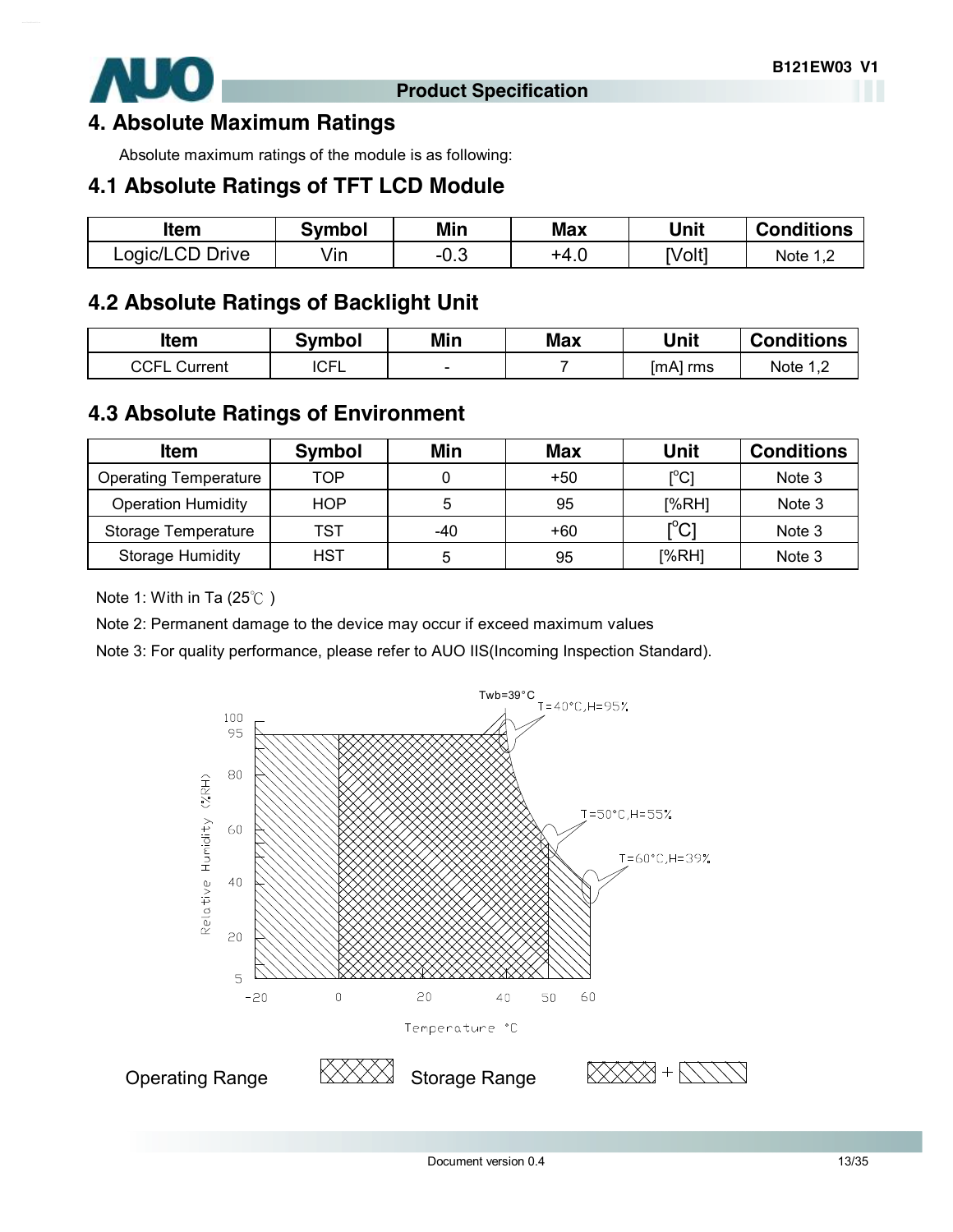# 4. Absolute Maximum Ratings

Absolute maximum ratings of the module is as following:

## 4.1 Absolute Ratings of TFT LCD Module

| Item | Symbol | Min | Max | Unit | Conditions |
|---|---|---|---|---|---|
| Logic/LCD Drive | Vin | -0.3 | +4.0 | [Volt] | Note 1,2 |

## 4.2 Absolute Ratings of Backlight Unit

| Item | Symbol | Min | Max | Unit | Conditions |
|---|---|---|---|---|---|
| CCFL Current | ICFL | - | 7 | [mA] rms | Note 1,2 |

## 4.3 Absolute Ratings of Environment

| Item | Symbol | Min | Max | Unit | Conditions |
|---|---|---|---|---|---|
| Operating Temperature | TOP | 0 | +50 | [°C] | Note 3 |
| Operation Humidity | HOP | 5 | 95 | [%RH] | Note 3 |
| Storage Temperature | TST | -40 | +60 | [°C] | Note 3 |
| Storage Humidity | HST | 5 | 95 | [%RH] | Note 3 |

Note 1: With in Ta (25℃ )

Note 2: Permanent damage to the device may occur if exceed maximum values

Note 3: For quality performance, please refer to AUO IIS(Incoming Inspection Standard).

Twb=39°C

T=40°C,H=95%

T=50°C,H=55%

T=60°C,H=39%

Relative Humidity (%RH)

Temperature °C

Operating Range

Storage Range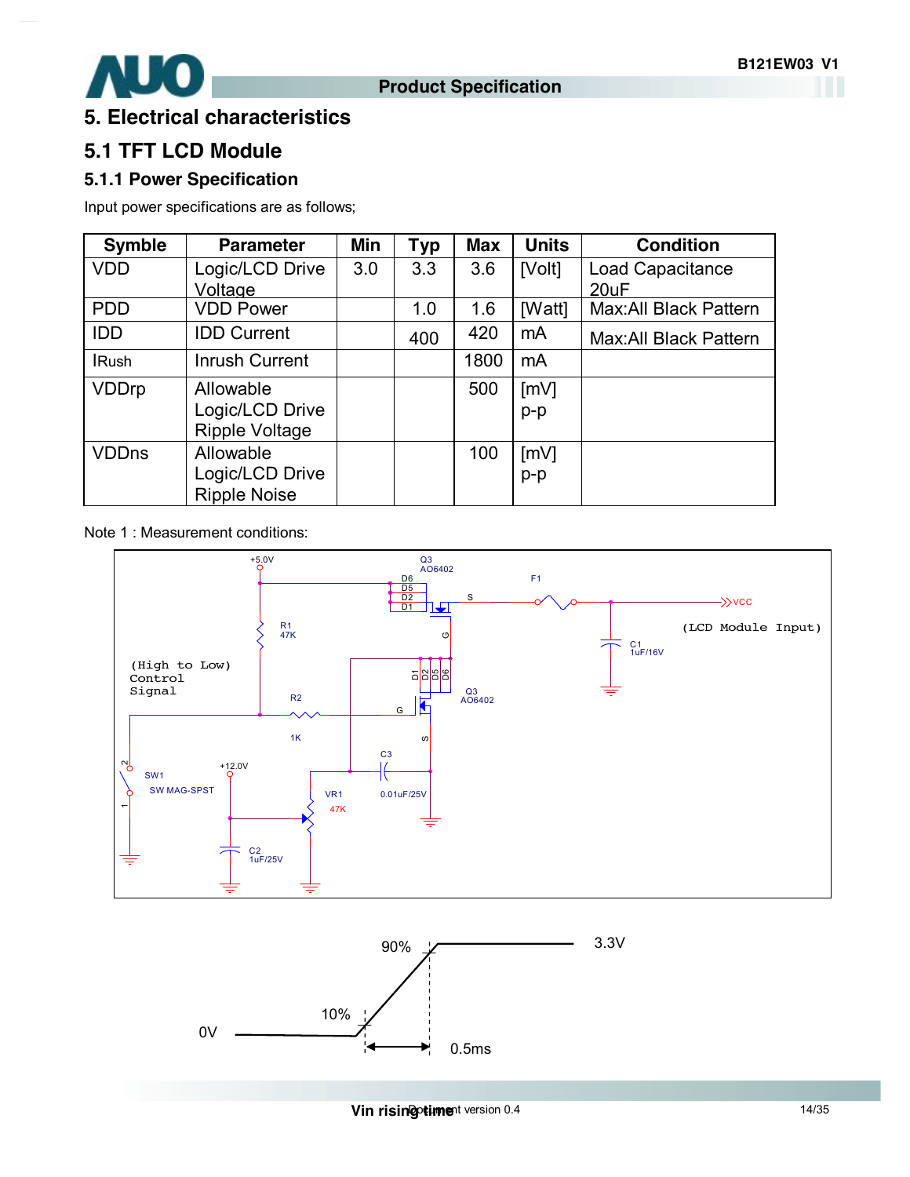# 5. Electrical characteristics

## 5.1 TFT LCD Module

### 5.1.1 Power Specification

Input power specifications are as follows;

| Symble | Parameter | Min | Typ | Max | Units | Condition |
|---|---|---|---|---|---|---|
| VDD | Logic/LCD Drive Voltage | 3.0 | 3.3 | 3.6 | [Volt] | Load Capacitance 20uF |
| PDD | VDD Power | | 1.0 | 1.6 | [Watt] | Max:All Black Pattern |
| IDD | IDD Current | | 400 | 420 | mA | Max:All Black Pattern |
| IRush | Inrush Current | | | 1800 | mA | |
| VDDrp | Allowable Logic/LCD Drive Ripple Voltage | | | 500 | [mV] p-p | |
| VDDns | Allowable Logic/LCD Drive Ripple Noise | | | 100 | [mV] p-p | |

Note 1 : Measurement conditions:

Vin rising time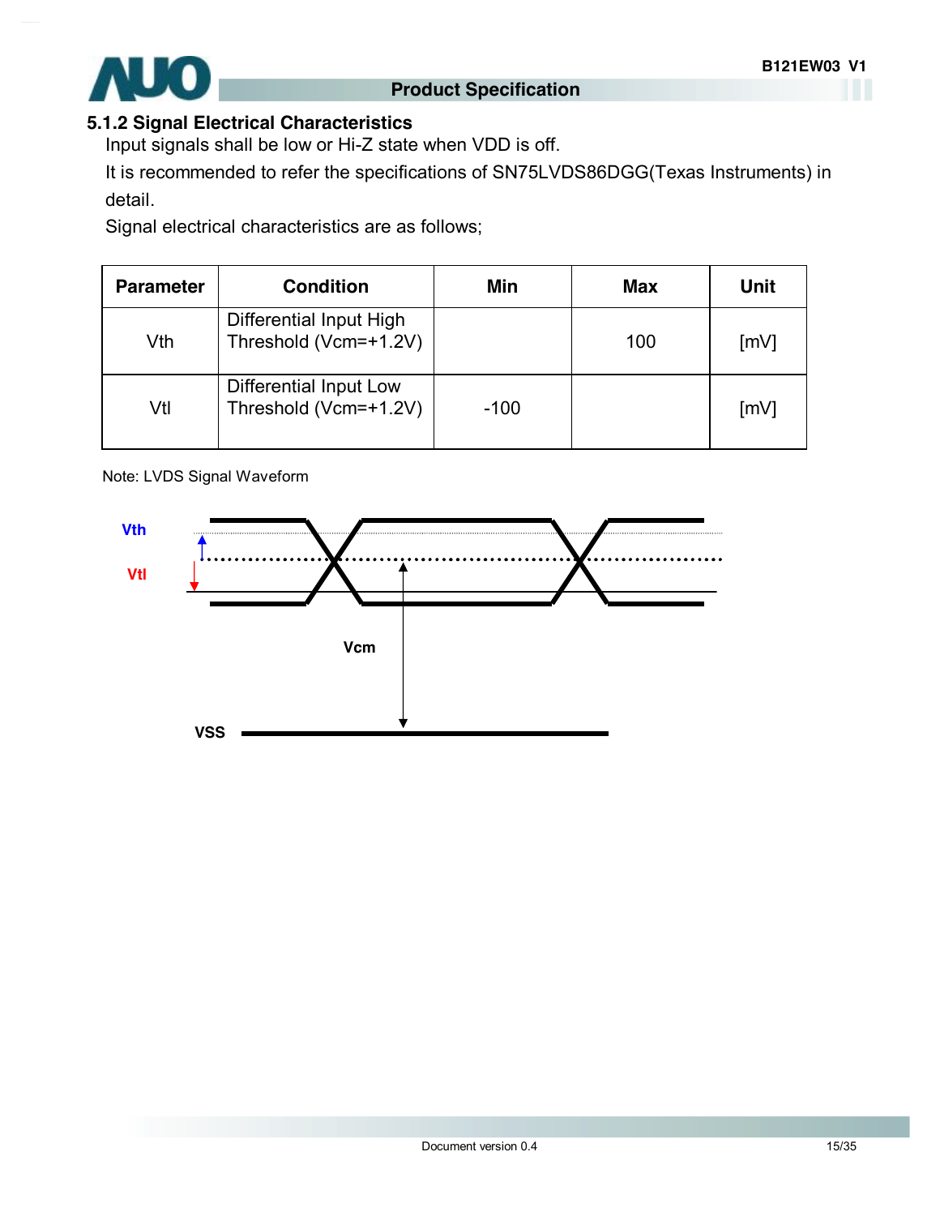### 5.1.2 Signal Electrical Characteristics

Input signals shall be low or Hi-Z state when VDD is off.

It is recommended to refer the specifications of SN75LVDS86DGG(Texas Instruments) in detail.

Signal electrical characteristics are as follows;

| Parameter | Condition | Min | Max | Unit |
|---|---|---|---|---|
| Vth | Differential Input High Threshold (Vcm=+1.2V) | | 100 | [mV] |
| Vtl | Differential Input Low Threshold (Vcm=+1.2V) | -100 | | [mV] |

Note: LVDS Signal Waveform

Vth

Vtl

Vcm

VSS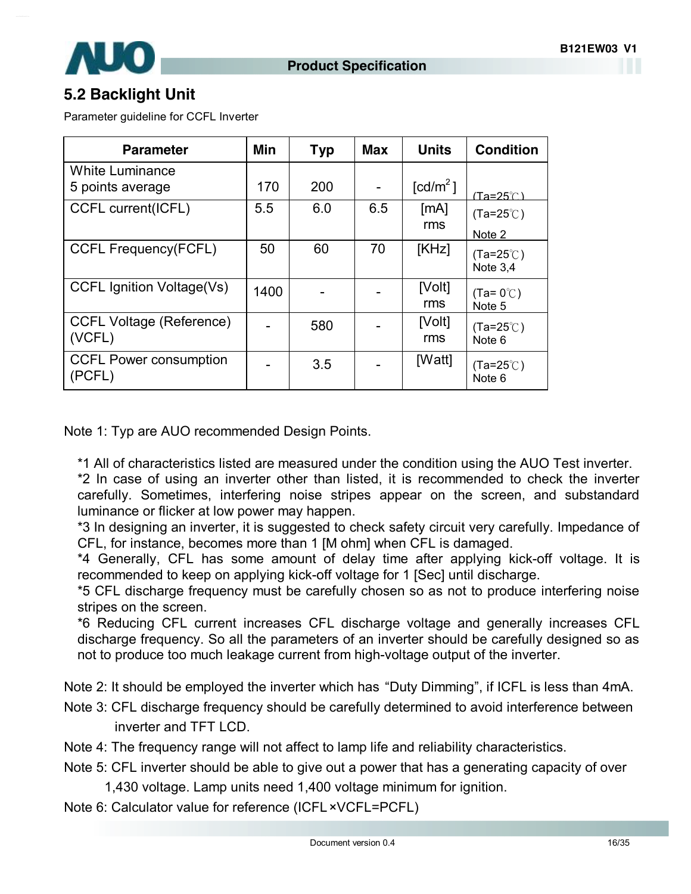## 5.2 Backlight Unit

Parameter guideline for CCFL Inverter

| Parameter | Min | Typ | Max | Units | Condition |
|---|---|---|---|---|---|
| White Luminance 5 points average | 170 | 200 | - | [cd/m$^2$] | (Ta=25℃) |
| CCFL current(ICFL) | 5.5 | 6.0 | 6.5 | [mA] rms | (Ta=25℃) Note 2 |
| CCFL Frequency(FCFL) | 50 | 60 | 70 | [KHz] | (Ta=25℃) Note 3,4 |
| CCFL Ignition Voltage(Vs) | 1400 | - | - | [Volt] rms | (Ta= 0℃) Note 5 |
| CCFL Voltage (Reference) (VCFL) | - | 580 | - | [Volt] rms | (Ta=25℃) Note 6 |
| CCFL Power consumption (PCFL) | - | 3.5 | - | [Watt] | (Ta=25℃) Note 6 |

Note 1: Typ are AUO recommended Design Points.

*1 All of characteristics listed are measured under the condition using the AUO Test inverter.
*2 In case of using an inverter other than listed, it is recommended to check the inverter carefully. Sometimes, interfering noise stripes appear on the screen, and substandard luminance or flicker at low power may happen.
*3 In designing an inverter, it is suggested to check safety circuit very carefully. Impedance of CFL, for instance, becomes more than 1 [M ohm] when CFL is damaged.
*4 Generally, CFL has some amount of delay time after applying kick-off voltage. It is recommended to keep on applying kick-off voltage for 1 [Sec] until discharge.
*5 CFL discharge frequency must be carefully chosen so as not to produce interfering noise stripes on the screen.
*6 Reducing CFL current increases CFL discharge voltage and generally increases CFL discharge frequency. So all the parameters of an inverter should be carefully designed so as not to produce too much leakage current from high-voltage output of the inverter.

Note 2: It should be employed the inverter which has "Duty Dimming", if ICFL is less than 4mA.

Note 3: CFL discharge frequency should be carefully determined to avoid interference between inverter and TFT LCD.

Note 4: The frequency range will not affect to lamp life and reliability characteristics.

Note 5: CFL inverter should be able to give out a power that has a generating capacity of over 1,430 voltage. Lamp units need 1,400 voltage minimum for ignition.

Note 6: Calculator value for reference (ICFL×VCFL=PCFL)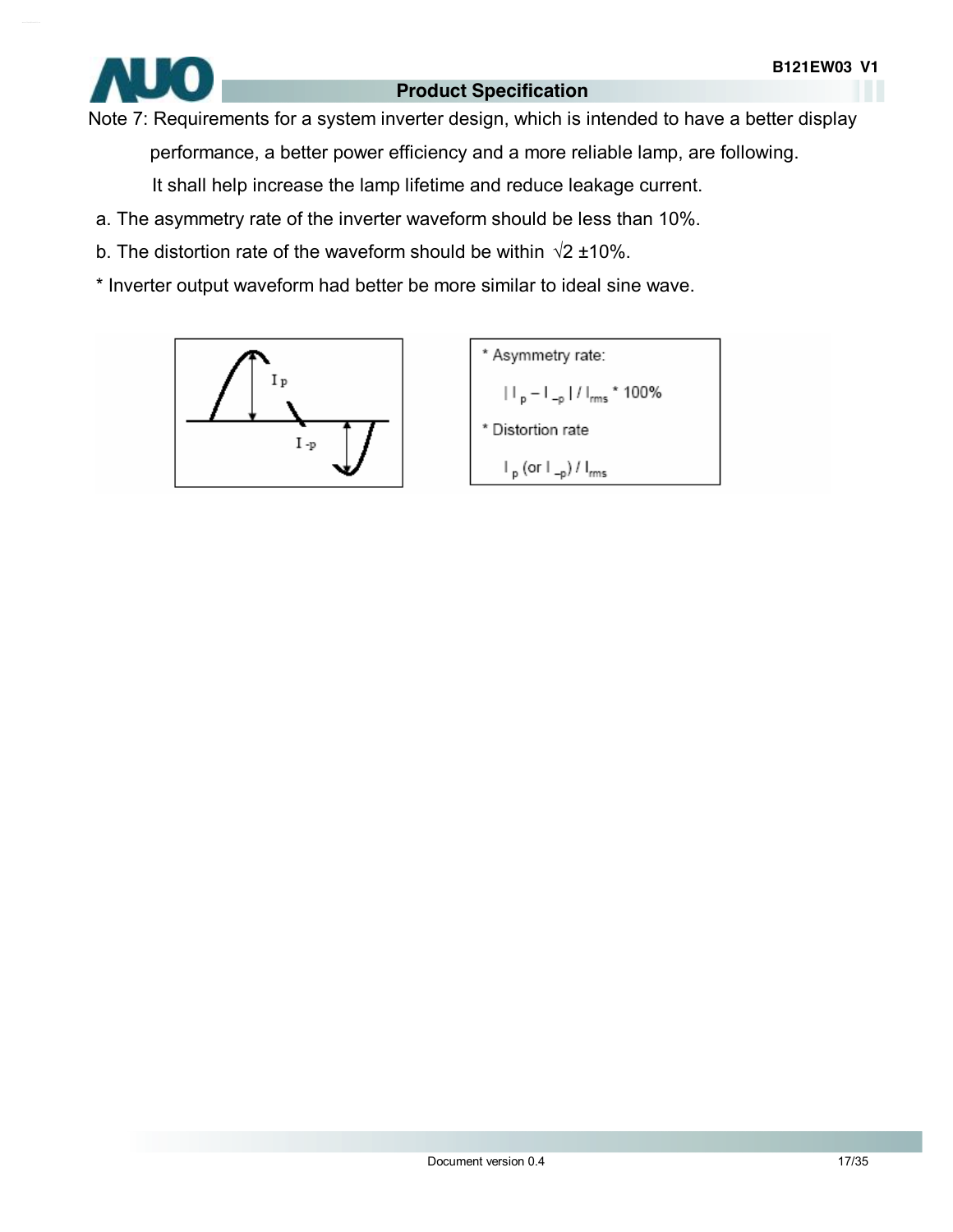Note 7: Requirements for a system inverter design, which is intended to have a better display performance, a better power efficiency and a more reliable lamp, are following. It shall help increase the lamp lifetime and reduce leakage current.

a. The asymmetry rate of the inverter waveform should be less than 10%.

b. The distortion rate of the waveform should be within √2 ±10%.

* Inverter output waveform had better be more similar to ideal sine wave.

* Asymmetry rate:

$$| I_p - I_{-p} | / I_{rms} * 100\%$$

* Distortion rate

$$I_p \text{ (or } I_{-p}) / I_{rms}$$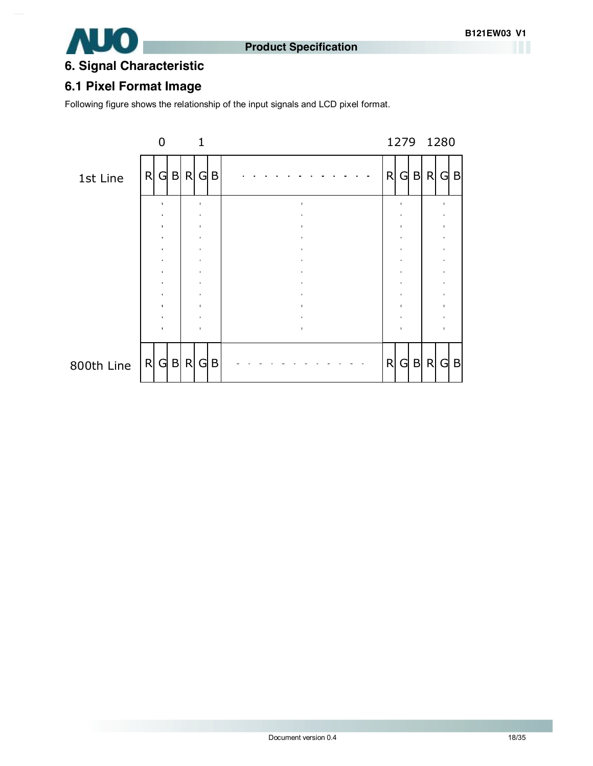## 6. Signal Characteristic

### 6.1 Pixel Format Image

Following figure shows the relationship of the input signals and LCD pixel format.

| | 0 | | | 1 | | | | 1279 | | | 1280 | | |
|---|---|---|---|---|---|---|---|---|---|---|---|---|---|
| 1st Line | R | G | B | R | G | B | · · · · · · · · · · · · | R | G | B | R | G | B |
| | ⋮ | | | ⋮ | | | ⋮ | ⋮ | | | ⋮ | | |
| 800th Line | R | G | B | R | G | B | - - - - - - - - - - - - | R | G | B | R | G | B |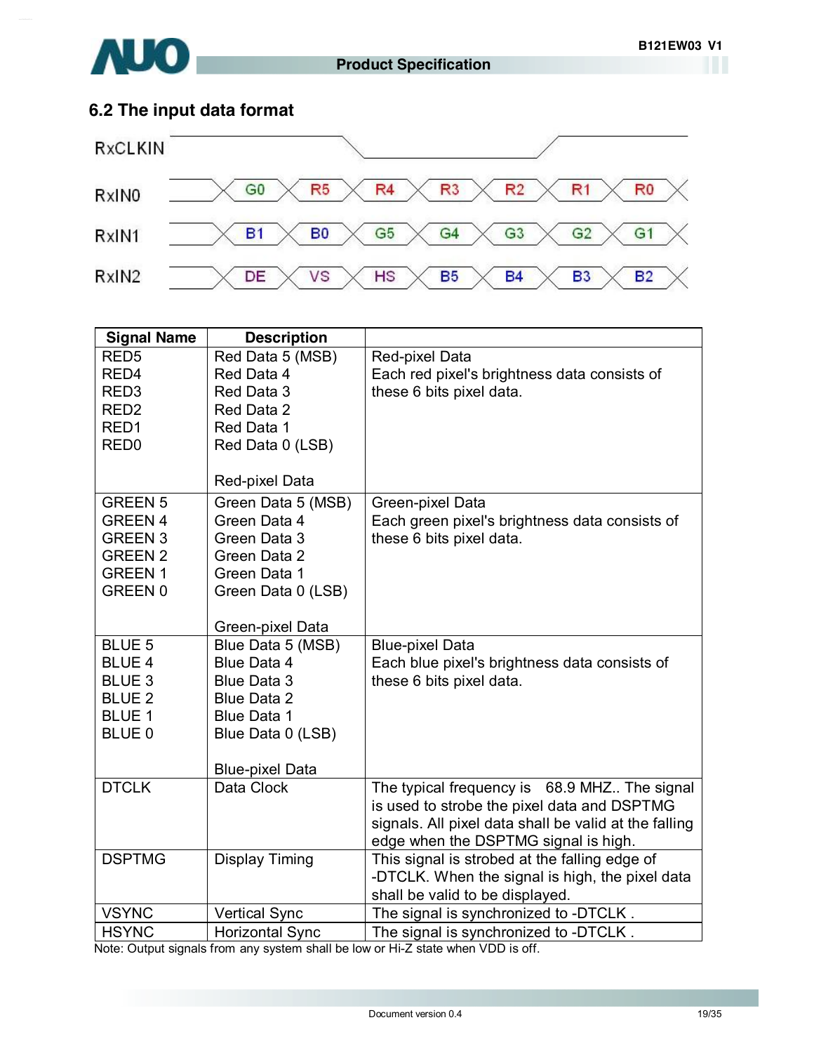## 6.2 The input data format

| RxCLKIN | | | | | | | |
|---|---|---|---|---|---|---|---|
| RxIN0 | G0 | R5 | R4 | R3 | R2 | R1 | R0 |
| RxIN1 | B1 | B0 | G5 | G4 | G3 | G2 | G1 |
| RxIN2 | DE | VS | HS | B5 | B4 | B3 | B2 |

| Signal Name | Description | |
|---|---|---|
| RED5<br>RED4<br>RED3<br>RED2<br>RED1<br>RED0 | Red Data 5 (MSB)<br>Red Data 4<br>Red Data 3<br>Red Data 2<br>Red Data 1<br>Red Data 0 (LSB)<br><br>Red-pixel Data | Red-pixel Data<br>Each red pixel's brightness data consists of these 6 bits pixel data. |
| GREEN 5<br>GREEN 4<br>GREEN 3<br>GREEN 2<br>GREEN 1<br>GREEN 0 | Green Data 5 (MSB)<br>Green Data 4<br>Green Data 3<br>Green Data 2<br>Green Data 1<br>Green Data 0 (LSB)<br><br>Green-pixel Data | Green-pixel Data<br>Each green pixel's brightness data consists of these 6 bits pixel data. |
| BLUE 5<br>BLUE 4<br>BLUE 3<br>BLUE 2<br>BLUE 1<br>BLUE 0 | Blue Data 5 (MSB)<br>Blue Data 4<br>Blue Data 3<br>Blue Data 2<br>Blue Data 1<br>Blue Data 0 (LSB)<br><br>Blue-pixel Data | Blue-pixel Data<br>Each blue pixel's brightness data consists of these 6 bits pixel data. |
| DTCLK | Data Clock | The typical frequency is 68.9 MHZ.. The signal is used to strobe the pixel data and DSPTMG signals. All pixel data shall be valid at the falling edge when the DSPTMG signal is high. |
| DSPTMG | Display Timing | This signal is strobed at the falling edge of -DTCLK. When the signal is high, the pixel data shall be valid to be displayed. |
| VSYNC | Vertical Sync | The signal is synchronized to -DTCLK . |
| HSYNC | Horizontal Sync | The signal is synchronized to -DTCLK . |

Note: Output signals from any system shall be low or Hi-Z state when VDD is off.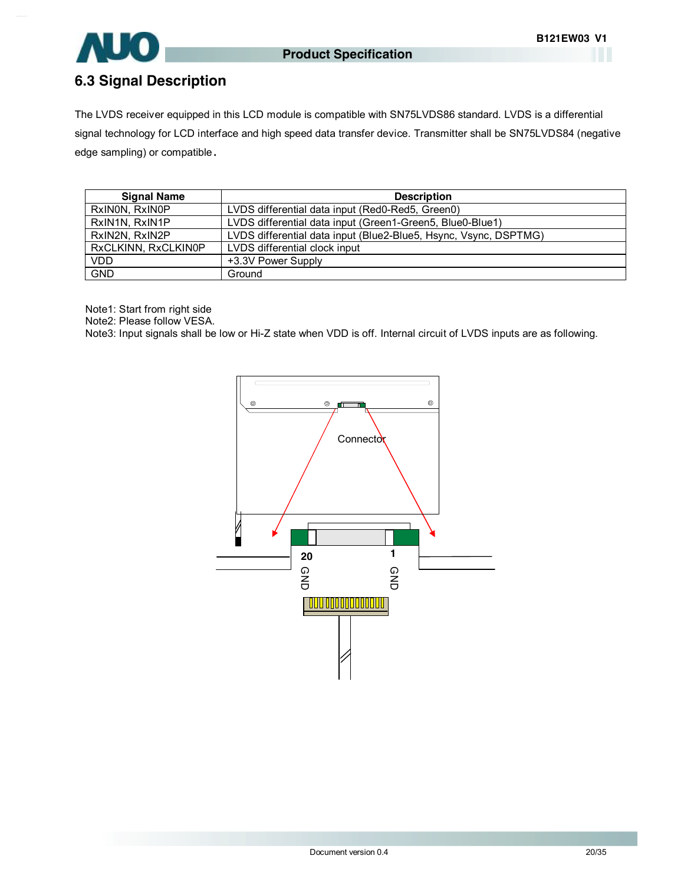## 6.3 Signal Description

The LVDS receiver equipped in this LCD module is compatible with SN75LVDS86 standard. LVDS is a differential signal technology for LCD interface and high speed data transfer device. Transmitter shall be SN75LVDS84 (negative edge sampling) or compatible.

| Signal Name | Description |
|---|---|
| RxIN0N, RxIN0P | LVDS differential data input (Red0-Red5, Green0) |
| RxIN1N, RxIN1P | LVDS differential data input (Green1-Green5, Blue0-Blue1) |
| RxIN2N, RxIN2P | LVDS differential data input (Blue2-Blue5, Hsync, Vsync, DSPTMG) |
| RxCLKINN, RxCLKIN0P | LVDS differential clock input |
| VDD | +3.3V Power Supply |
| GND | Ground |

Note1: Start from right side
Note2: Please follow VESA.
Note3: Input signals shall be low or Hi-Z state when VDD is off. Internal circuit of LVDS inputs are as following.

Connector

20 GND

1 GND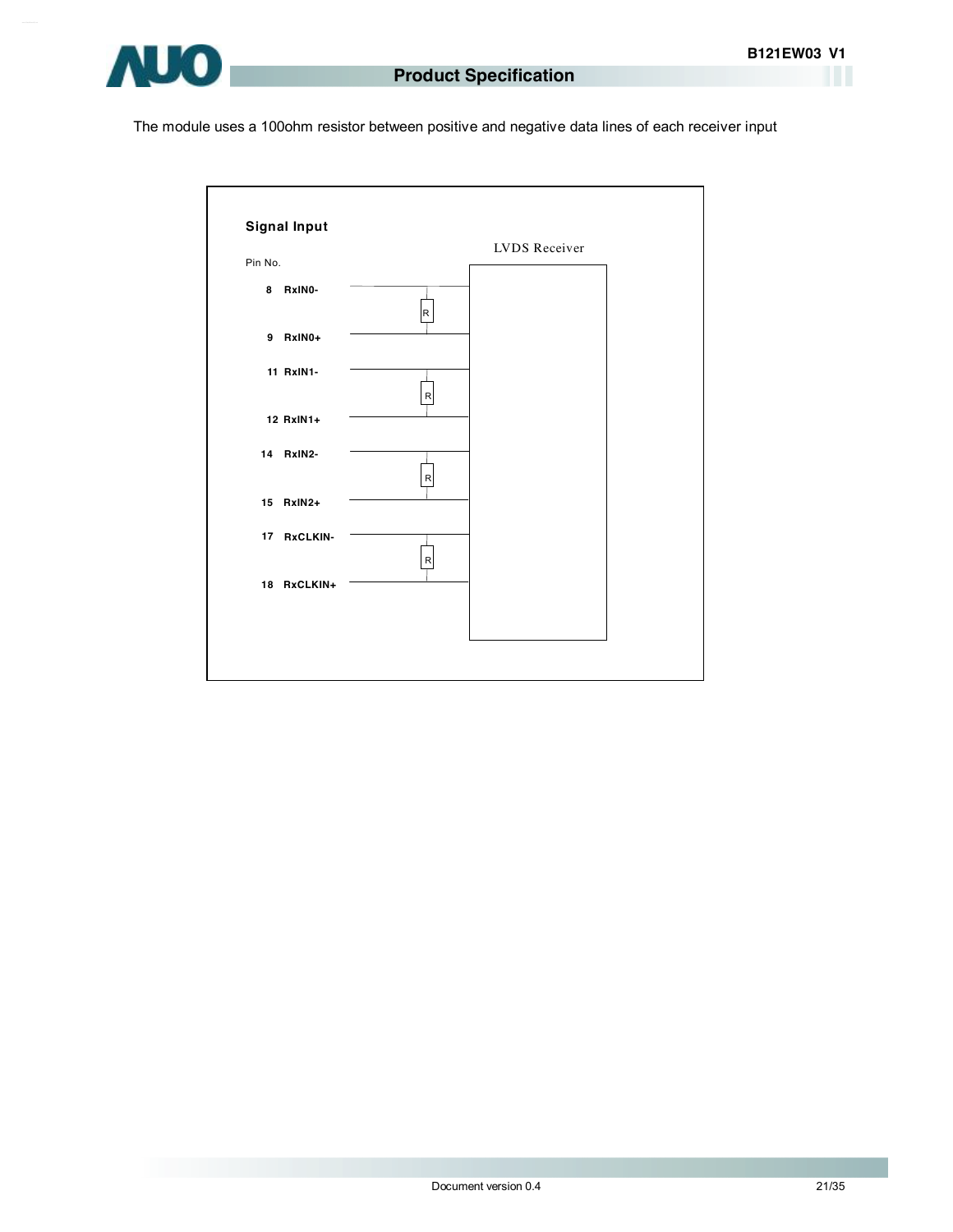The module uses a 100ohm resistor between positive and negative data lines of each receiver input

**Signal Input**

LVDS Receiver

Pin No.

8 RxIN0-

R

9 RxIN0+

11 RxIN1-

R

12 RxIN1+

14 RxIN2-

R

15 RxIN2+

17 RxCLKIN-

R

18 RxCLKIN+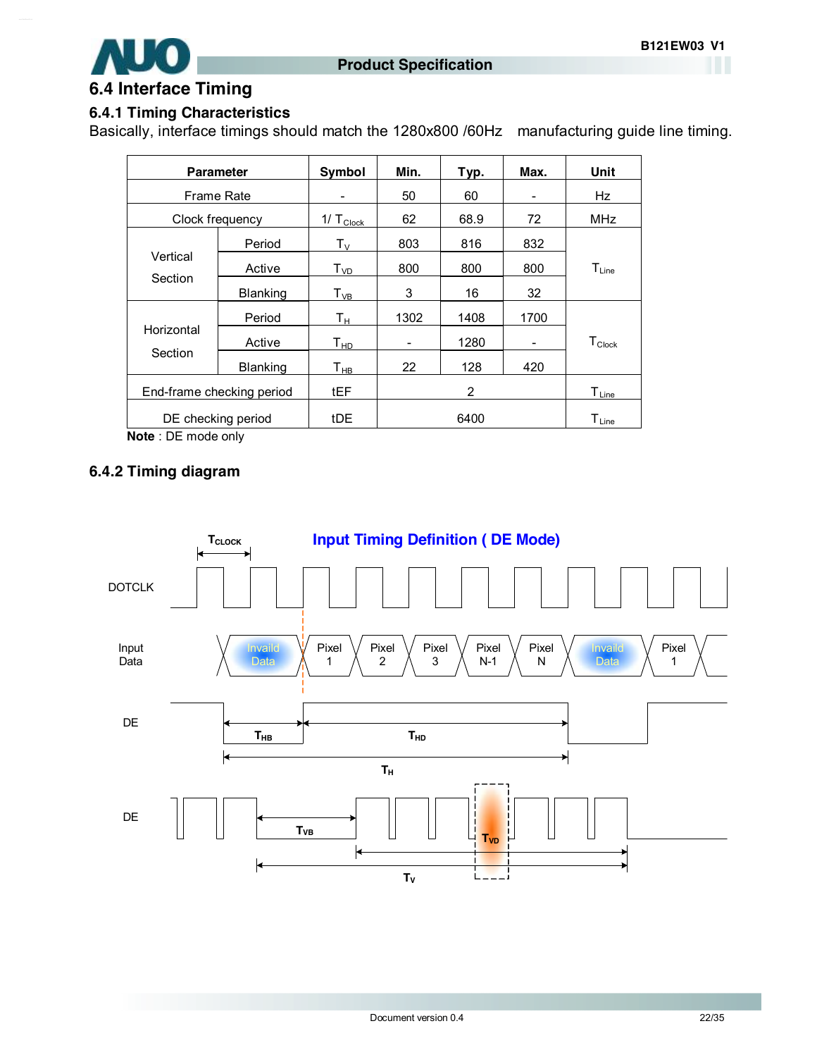## 6.4 Interface Timing

### 6.4.1 Timing Characteristics

Basically, interface timings should match the 1280x800 /60Hz manufacturing guide line timing.

| Parameter | | Symbol | Min. | Typ. | Max. | Unit |
|---|---|---|---|---|---|---|
| Frame Rate | | - | 50 | 60 | - | Hz |
| Clock frequency | | $1/\ T_{Clock}$ | 62 | 68.9 | 72 | MHz |
| Vertical Section | Period | $T_V$ | 803 | 816 | 832 | $T_{Line}$ |
| | Active | $T_{VD}$ | 800 | 800 | 800 | |
| | Blanking | $T_{VB}$ | 3 | 16 | 32 | |
| Horizontal Section | Period | $T_H$ | 1302 | 1408 | 1700 | $T_{Clock}$ |
| | Active | $T_{HD}$ | - | 1280 | - | |
| | Blanking | $T_{HB}$ | 22 | 128 | 420 | |
| End-frame checking period | | tEF | | 2 | | $T_{Line}$ |
| DE checking period | | tDE | | 6400 | | $T_{Line}$ |

**Note** : DE mode only

### 6.4.2 Timing diagram

**Input Timing Definition ( DE Mode)**

$T_{CLOCK}$

DOTCLK

Input Data: Invaild Data | Pixel 1 | Pixel 2 | Pixel 3 | Pixel N-1 | Pixel N | Invaild Data | Pixel 1

DE: $T_{HB}$, $T_{HD}$, $T_H$

DE: $T_{VB}$, $T_{VD}$, $T_V$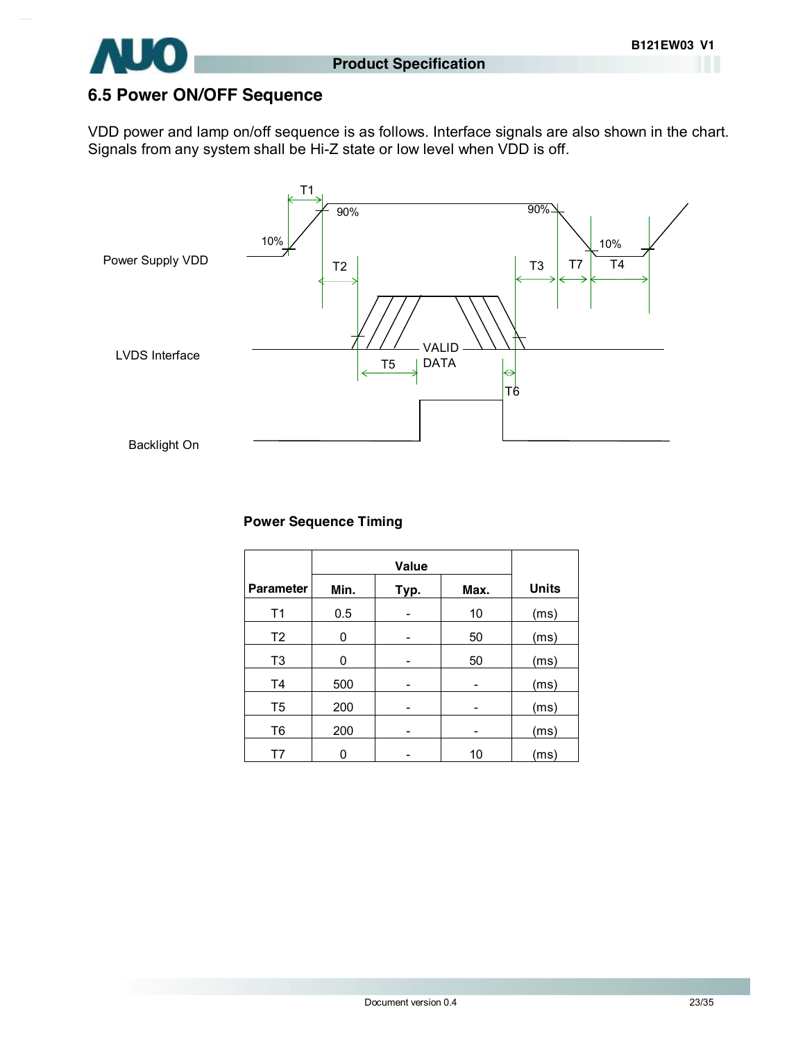## 6.5 Power ON/OFF Sequence

VDD power and lamp on/off sequence is as follows. Interface signals are also shown in the chart. Signals from any system shall be Hi-Z state or low level when VDD is off.

Power Supply VDD

LVDS Interface

Backlight On

T1 T2 T3 T4 T5 T6 T7 10% 90% 90% 10% VALID DATA

**Power Sequence Timing**

| Parameter | Value | | | Units |
|---|---|---|---|---|
| | Min. | Typ. | Max. | |
| T1 | 0.5 | - | 10 | (ms) |
| T2 | 0 | - | 50 | (ms) |
| T3 | 0 | - | 50 | (ms) |
| T4 | 500 | - | - | (ms) |
| T5 | 200 | - | - | (ms) |
| T6 | 200 | - | - | (ms) |
| T7 | 0 | - | 10 | (ms) |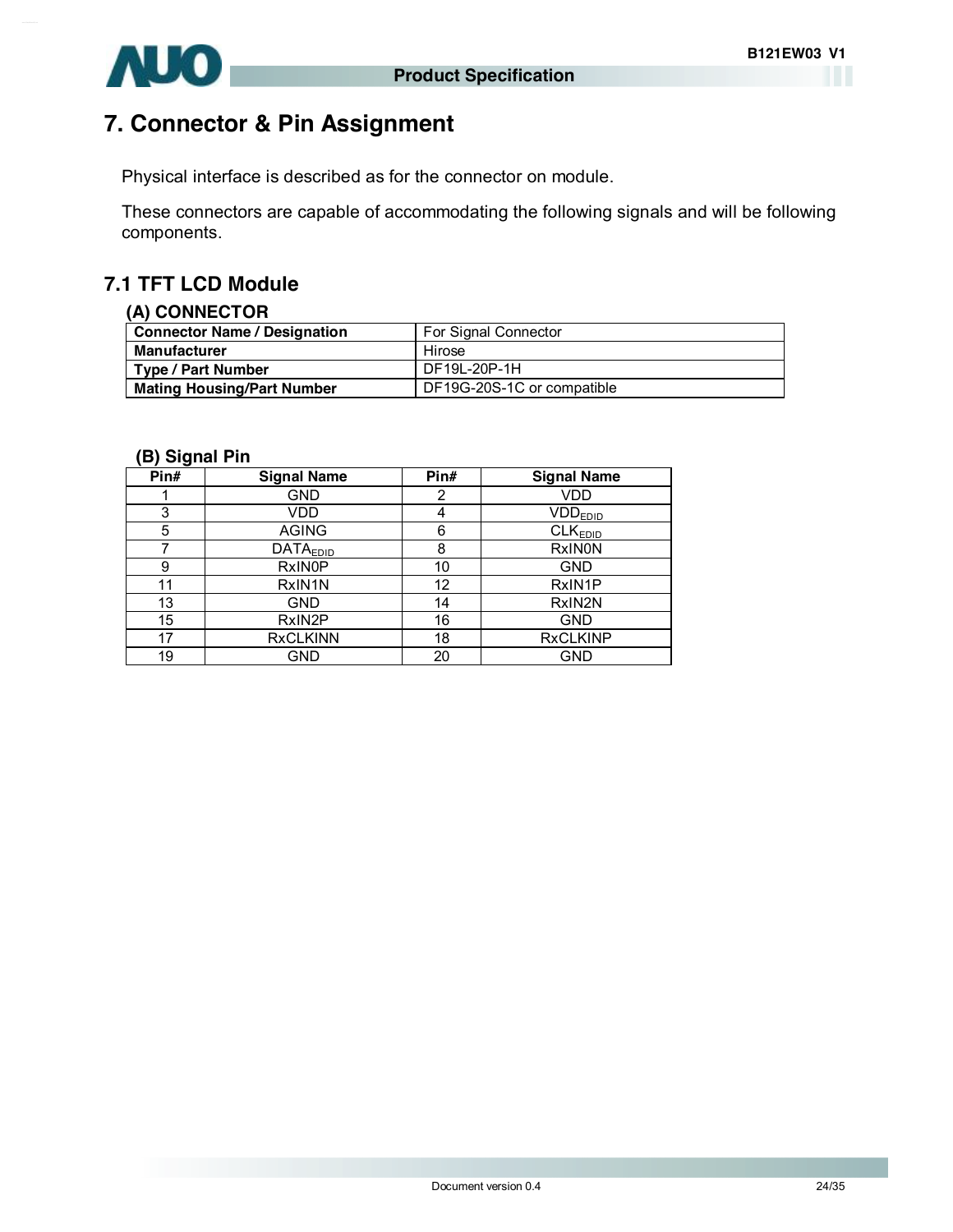# 7. Connector & Pin Assignment

Physical interface is described as for the connector on module.

These connectors are capable of accommodating the following signals and will be following components.

## 7.1 TFT LCD Module

### (A) CONNECTOR

| Connector Name / Designation | For Signal Connector |
|---|---|
| Manufacturer | Hirose |
| Type / Part Number | DF19L-20P-1H |
| Mating Housing/Part Number | DF19G-20S-1C or compatible |

### (B) Signal Pin

| Pin# | Signal Name | Pin# | Signal Name |
|---|---|---|---|
| 1 | GND | 2 | VDD |
| 3 | VDD | 4 | $VDD_{EDID}$ |
| 5 | AGING | 6 | $CLK_{EDID}$ |
| 7 | $DATA_{EDID}$ | 8 | RxIN0N |
| 9 | RxIN0P | 10 | GND |
| 11 | RxIN1N | 12 | RxIN1P |
| 13 | GND | 14 | RxIN2N |
| 15 | RxIN2P | 16 | GND |
| 17 | RxCLKINN | 18 | RxCLKINP |
| 19 | GND | 20 | GND |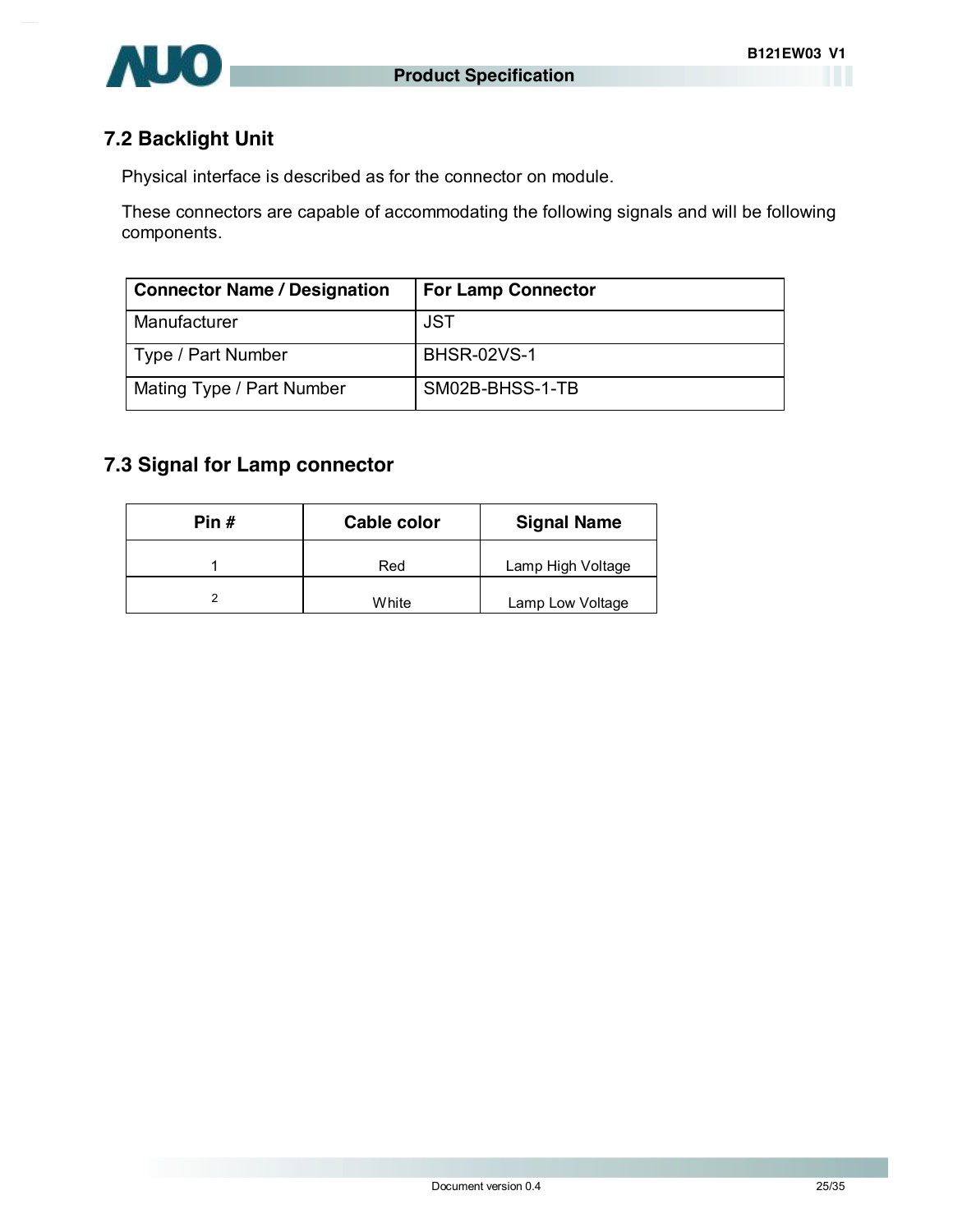## 7.2 Backlight Unit

Physical interface is described as for the connector on module.

These connectors are capable of accommodating the following signals and will be following components.

| Connector Name / Designation | For Lamp Connector |
|---|---|
| Manufacturer | JST |
| Type / Part Number | BHSR-02VS-1 |
| Mating Type / Part Number | SM02B-BHSS-1-TB |

## 7.3 Signal for Lamp connector

| Pin # | Cable color | Signal Name |
|---|---|---|
| 1 | Red | Lamp High Voltage |
| 2 | White | Lamp Low Voltage |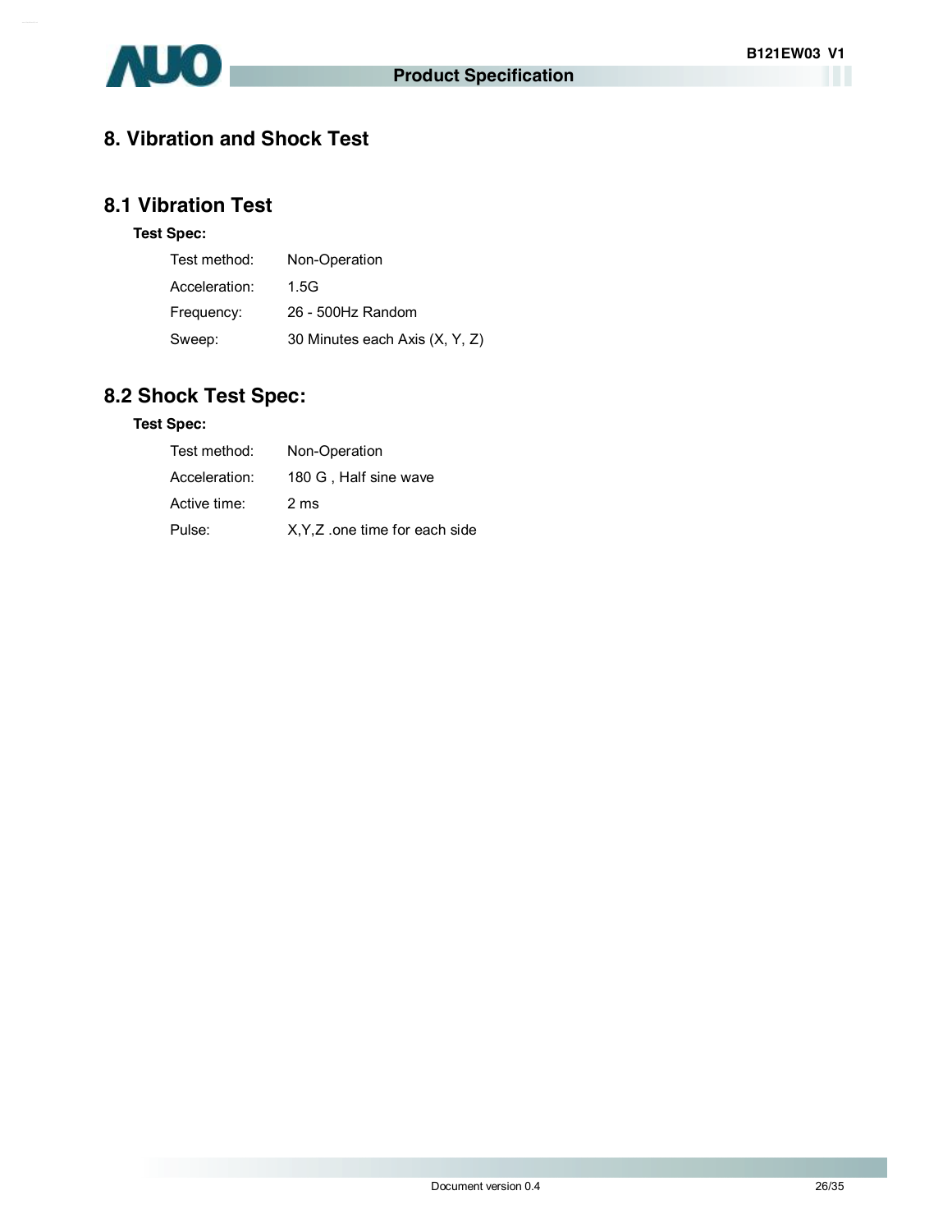# 8. Vibration and Shock Test

## 8.1 Vibration Test

**Test Spec:**

| | |
|---|---|
| Test method: | Non-Operation |
| Acceleration: | 1.5G |
| Frequency: | 26 - 500Hz Random |
| Sweep: | 30 Minutes each Axis (X, Y, Z) |

## 8.2 Shock Test Spec:

**Test Spec:**

| | |
|---|---|
| Test method: | Non-Operation |
| Acceleration: | 180 G , Half sine wave |
| Active time: | 2 ms |
| Pulse: | X,Y,Z .one time for each side |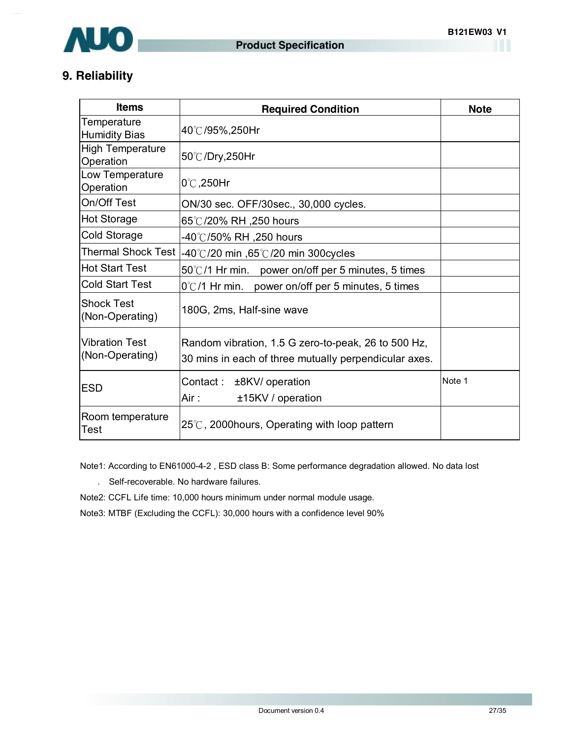## 9. Reliability

| Items | Required Condition | Note |
|---|---|---|
| Temperature Humidity Bias | 40℃/95%,250Hr | |
| High Temperature Operation | 50℃/Dry,250Hr | |
| Low Temperature Operation | 0℃,250Hr | |
| On/Off Test | ON/30 sec. OFF/30sec., 30,000 cycles. | |
| Hot Storage | 65℃/20% RH ,250 hours | |
| Cold Storage | -40℃/50% RH ,250 hours | |
| Thermal Shock Test | -40℃/20 min ,65℃/20 min 300cycles | |
| Hot Start Test | 50℃/1 Hr min. power on/off per 5 minutes, 5 times | |
| Cold Start Test | 0℃/1 Hr min. power on/off per 5 minutes, 5 times | |
| Shock Test (Non-Operating) | 180G, 2ms, Half-sine wave | |
| Vibration Test (Non-Operating) | Random vibration, 1.5 G zero-to-peak, 26 to 500 Hz, 30 mins in each of three mutually perpendicular axes. | |
| ESD | Contact : ±8KV/ operation<br>Air : ±15KV / operation | Note 1 |
| Room temperature Test | 25℃, 2000hours, Operating with loop pattern | |

Note1: According to EN61000-4-2 , ESD class B: Some performance degradation allowed. No data lost

. Self-recoverable. No hardware failures.

Note2: CCFL Life time: 10,000 hours minimum under normal module usage.

Note3: MTBF (Excluding the CCFL): 30,000 hours with a confidence level 90%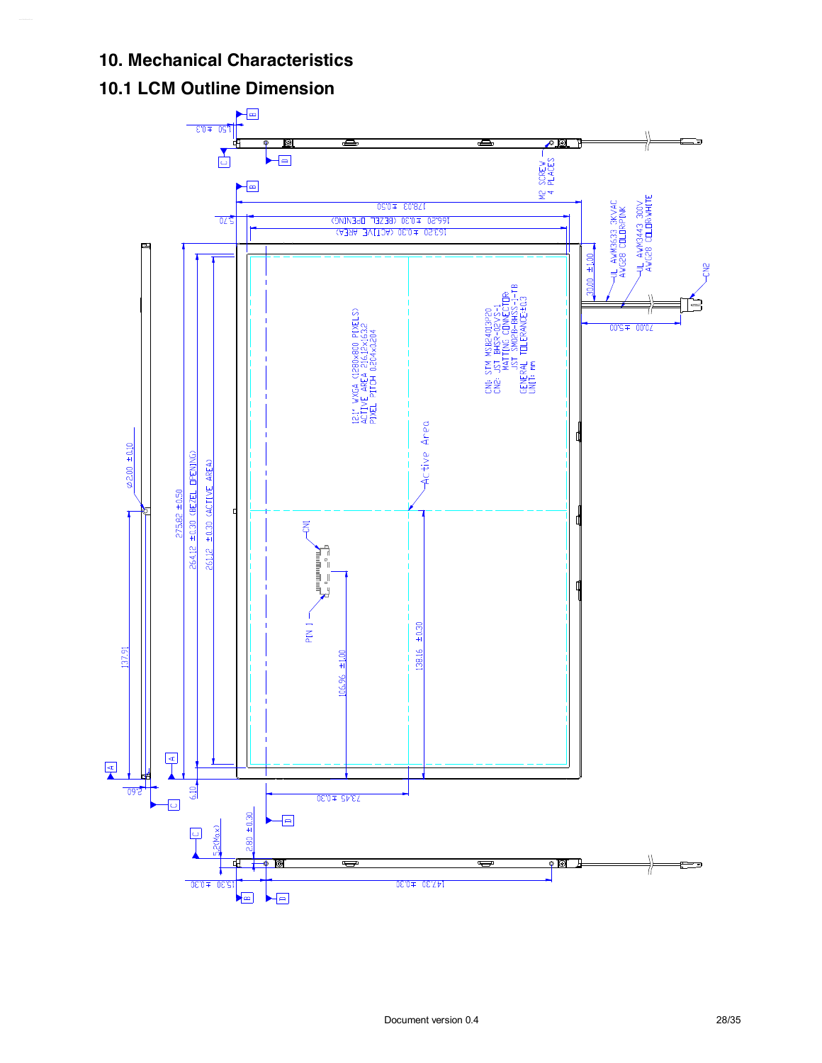## 10. Mechanical Characteristics

### 10.1 LCM Outline Dimension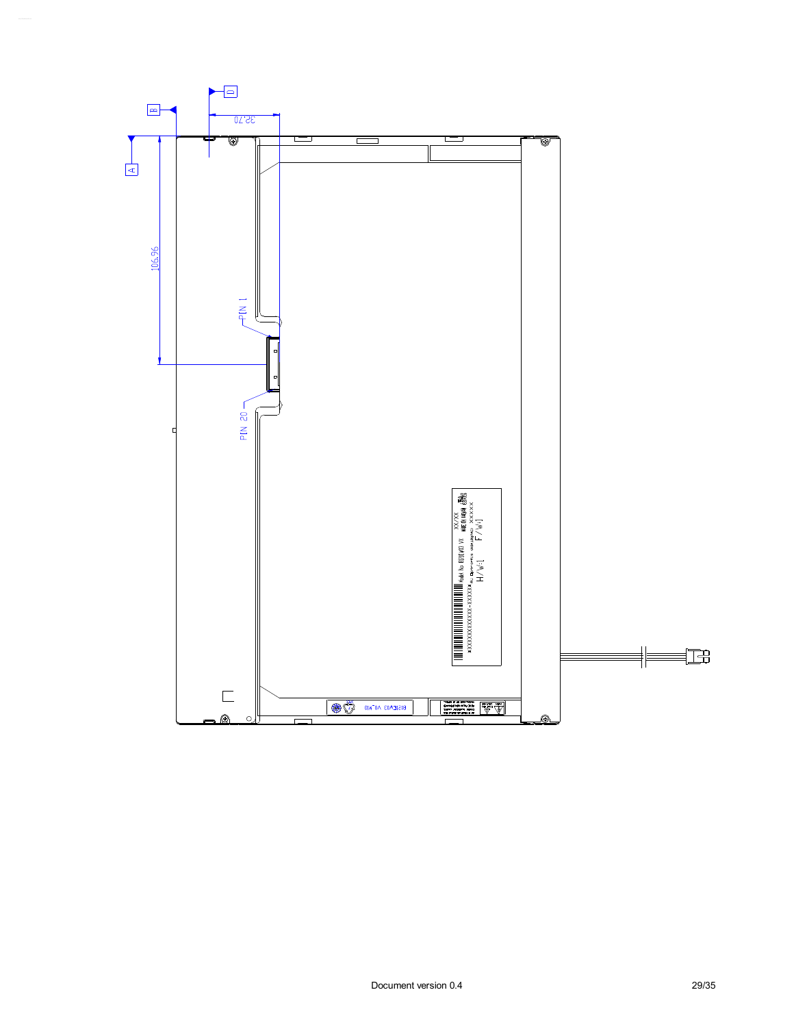A

B

D

32.70

106.96

PIN 1

PIN 20

Model No B121EW03 VX XX/XX MADE IN TAIWAN

H/W:1 F/W:1

B121EW03 V0.W10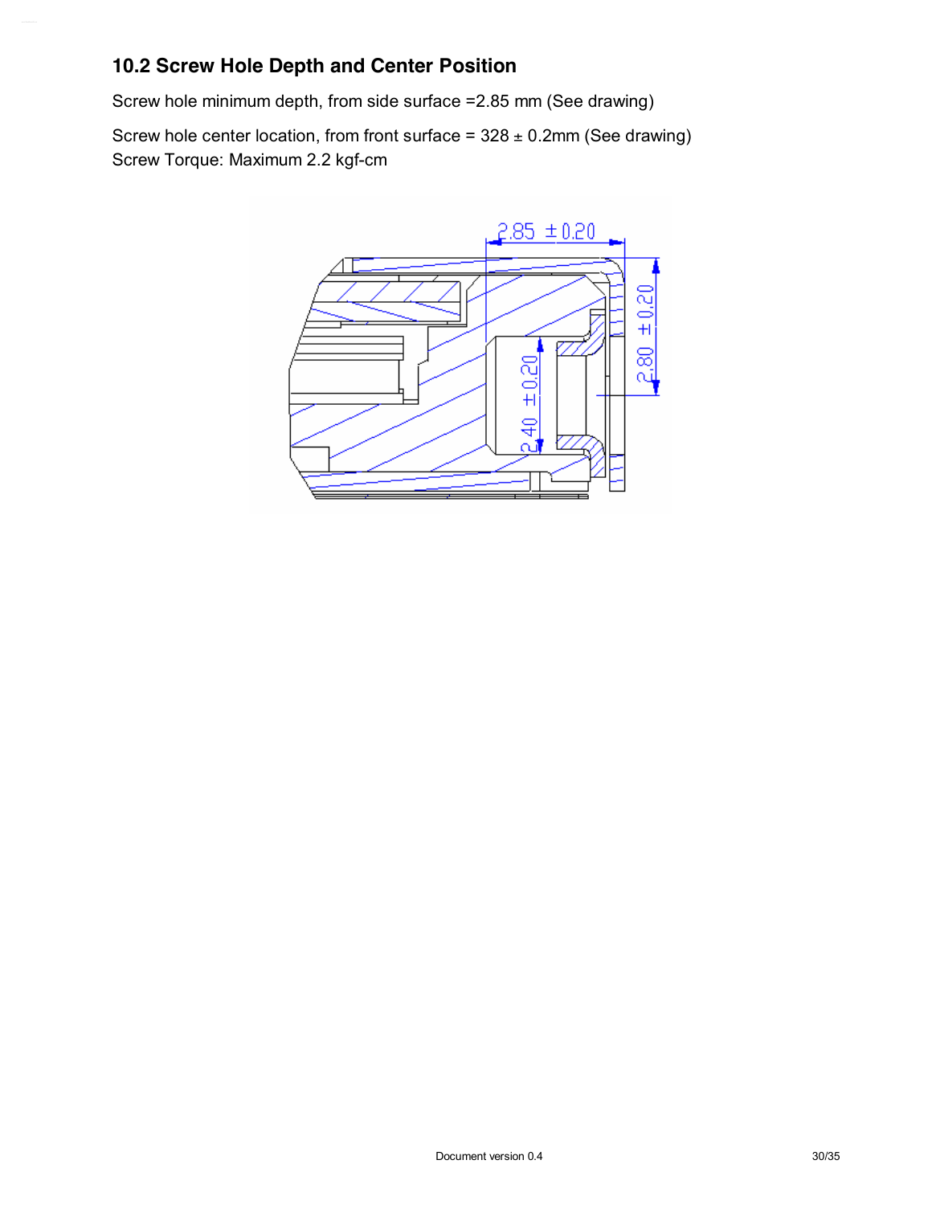### 10.2 Screw Hole Depth and Center Position

Screw hole minimum depth, from side surface =2.85 mm (See drawing)

Screw hole center location, from front surface = 328 ± 0.2mm (See drawing)
Screw Torque: Maximum 2.2 kgf-cm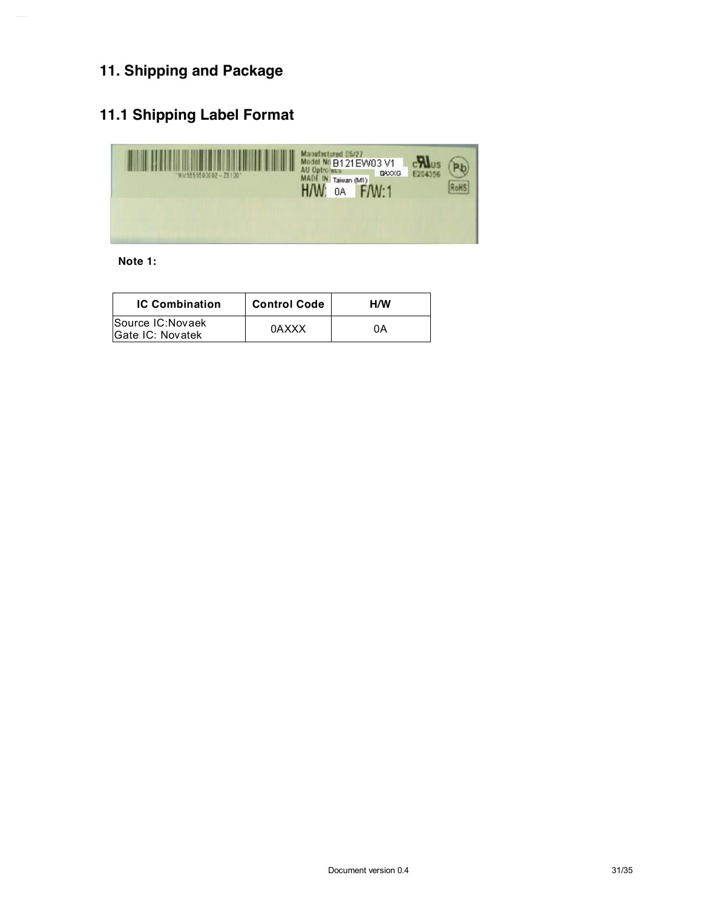## 11. Shipping and Package

### 11.1 Shipping Label Format

**Note 1:**

| IC Combination | Control Code | H/W |
|---|---|---|
| Source IC:Novaek<br>Gate IC: Novatek | 0AXXX | 0A |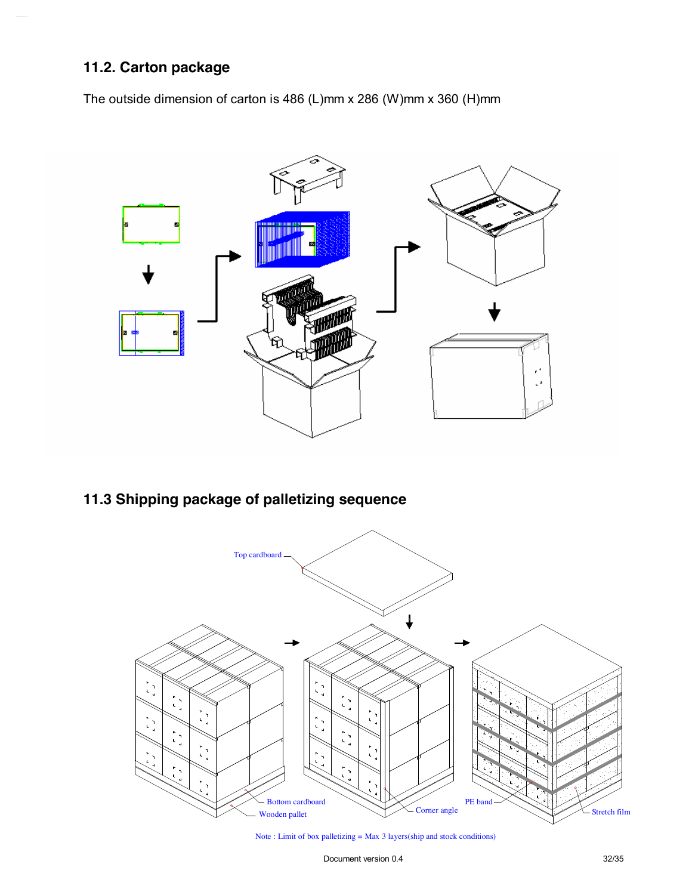## 11.2. Carton package

The outside dimension of carton is 486 (L)mm x 286 (W)mm x 360 (H)mm

## 11.3 Shipping package of palletizing sequence

Top cardboard

Bottom cardboard

Wooden pallet

Corner angle

PE band

Stretch film

Note : Limit of box palletizing = Max 3 layers(ship and stock conditions)

Document version 0.4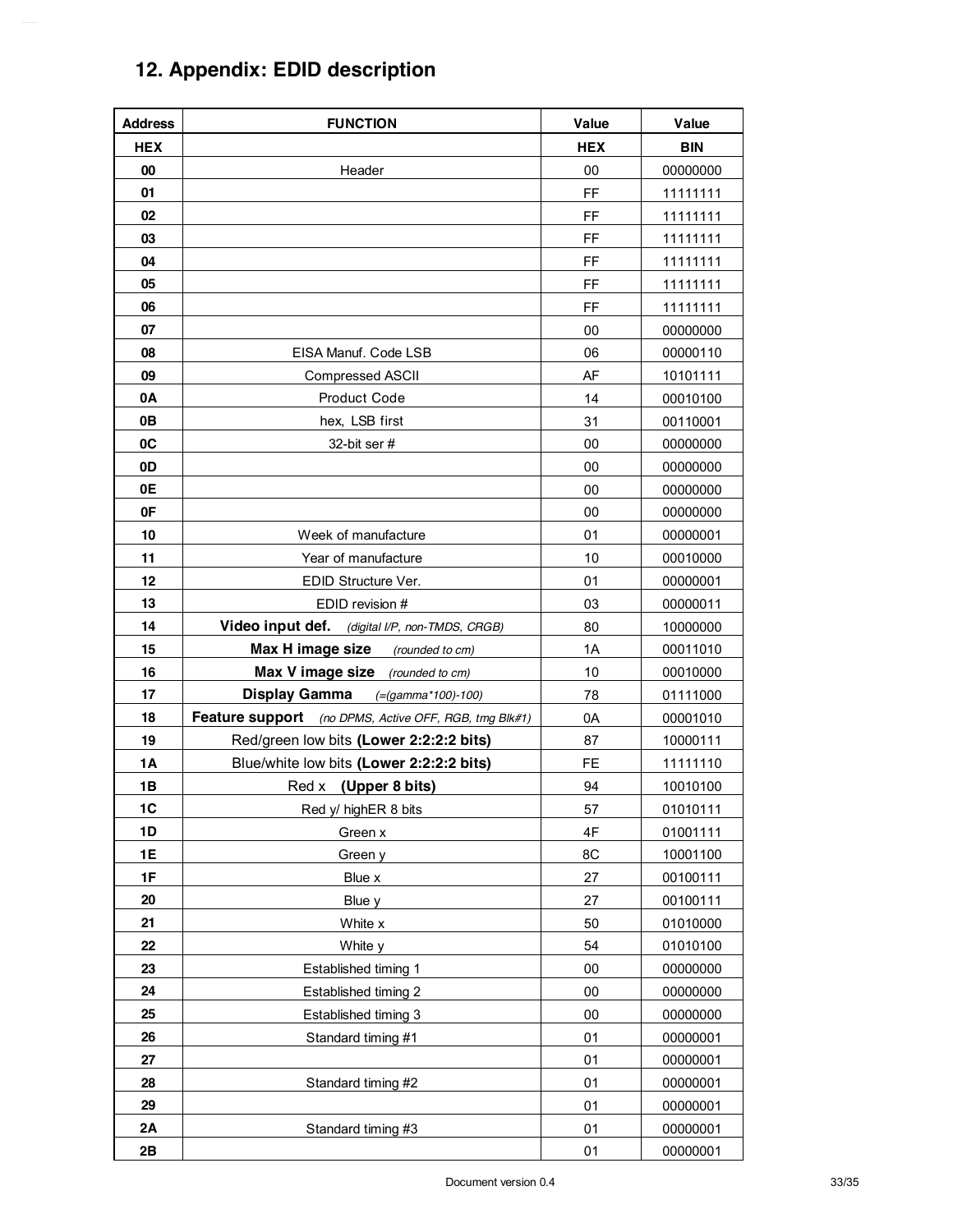## 12. Appendix: EDID description

| Address | FUNCTION | Value | Value |
|---|---|---|---|
| HEX | | HEX | BIN |
| 00 | Header | 00 | 00000000 |
| 01 | | FF | 11111111 |
| 02 | | FF | 11111111 |
| 03 | | FF | 11111111 |
| 04 | | FF | 11111111 |
| 05 | | FF | 11111111 |
| 06 | | FF | 11111111 |
| 07 | | 00 | 00000000 |
| 08 | EISA Manuf. Code LSB | 06 | 00000110 |
| 09 | Compressed ASCII | AF | 10101111 |
| 0A | Product Code | 14 | 00010100 |
| 0B | hex, LSB first | 31 | 00110001 |
| 0C | 32-bit ser # | 00 | 00000000 |
| 0D | | 00 | 00000000 |
| 0E | | 00 | 00000000 |
| 0F | | 00 | 00000000 |
| 10 | Week of manufacture | 01 | 00000001 |
| 11 | Year of manufacture | 10 | 00010000 |
| 12 | EDID Structure Ver. | 01 | 00000001 |
| 13 | EDID revision # | 03 | 00000011 |
| 14 | **Video input def.** *(digital I/P, non-TMDS, CRGB)* | 80 | 10000000 |
| 15 | **Max H image size** *(rounded to cm)* | 1A | 00011010 |
| 16 | **Max V image size** *(rounded to cm)* | 10 | 00010000 |
| 17 | **Display Gamma** *(=(gamma*100)-100)* | 78 | 01111000 |
| 18 | **Feature support** *(no DPMS, Active OFF, RGB, tmg Blk#1)* | 0A | 00001010 |
| 19 | Red/green low bits **(Lower 2:2:2:2 bits)** | 87 | 10000111 |
| 1A | Blue/white low bits **(Lower 2:2:2:2 bits)** | FE | 11111110 |
| 1B | Red x **(Upper 8 bits)** | 94 | 10010100 |
| 1C | Red y/ highER 8 bits | 57 | 01010111 |
| 1D | Green x | 4F | 01001111 |
| 1E | Green y | 8C | 10001100 |
| 1F | Blue x | 27 | 00100111 |
| 20 | Blue y | 27 | 00100111 |
| 21 | White x | 50 | 01010000 |
| 22 | White y | 54 | 01010100 |
| 23 | Established timing 1 | 00 | 00000000 |
| 24 | Established timing 2 | 00 | 00000000 |
| 25 | Established timing 3 | 00 | 00000000 |
| 26 | Standard timing #1 | 01 | 00000001 |
| 27 | | 01 | 00000001 |
| 28 | Standard timing #2 | 01 | 00000001 |
| 29 | | 01 | 00000001 |
| 2A | Standard timing #3 | 01 | 00000001 |
| 2B | | 01 | 00000001 |

Document version 0.4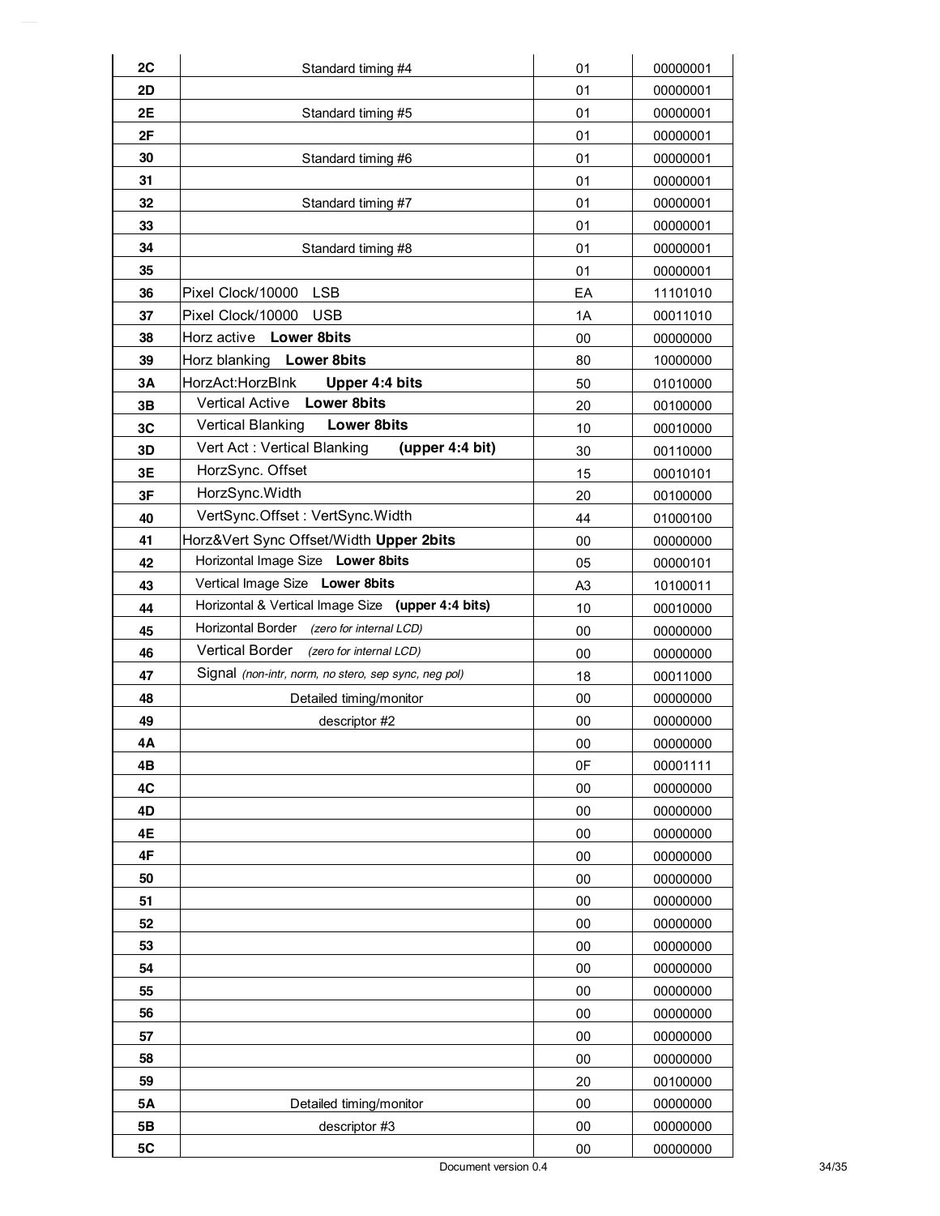| 2C | Standard timing #4 | 01 | 00000001 |
|---|---|---|---|
| 2D | | 01 | 00000001 |
| 2E | Standard timing #5 | 01 | 00000001 |
| 2F | | 01 | 00000001 |
| 30 | Standard timing #6 | 01 | 00000001 |
| 31 | | 01 | 00000001 |
| 32 | Standard timing #7 | 01 | 00000001 |
| 33 | | 01 | 00000001 |
| 34 | Standard timing #8 | 01 | 00000001 |
| 35 | | 01 | 00000001 |
| 36 | Pixel Clock/10000 LSB | EA | 11101010 |
| 37 | Pixel Clock/10000 USB | 1A | 00011010 |
| 38 | Horz active **Lower 8bits** | 00 | 00000000 |
| 39 | Horz blanking **Lower 8bits** | 80 | 10000000 |
| 3A | HorzAct:HorzBlnk **Upper 4:4 bits** | 50 | 01010000 |
| 3B | Vertical Active **Lower 8bits** | 20 | 00100000 |
| 3C | Vertical Blanking **Lower 8bits** | 10 | 00010000 |
| 3D | Vert Act : Vertical Blanking **(upper 4:4 bit)** | 30 | 00110000 |
| 3E | HorzSync. Offset | 15 | 00010101 |
| 3F | HorzSync.Width | 20 | 00100000 |
| 40 | VertSync.Offset : VertSync.Width | 44 | 01000100 |
| 41 | Horz&Vert Sync Offset/Width **Upper 2bits** | 00 | 00000000 |
| 42 | Horizontal Image Size **Lower 8bits** | 05 | 00000101 |
| 43 | Vertical Image Size **Lower 8bits** | A3 | 10100011 |
| 44 | Horizontal & Vertical Image Size **(upper 4:4 bits)** | 10 | 00010000 |
| 45 | Horizontal Border *(zero for internal LCD)* | 00 | 00000000 |
| 46 | Vertical Border *(zero for internal LCD)* | 00 | 00000000 |
| 47 | Signal *(non-intr, norm, no stero, sep sync, neg pol)* | 18 | 00011000 |
| 48 | Detailed timing/monitor | 00 | 00000000 |
| 49 | descriptor #2 | 00 | 00000000 |
| 4A | | 00 | 00000000 |
| 4B | | 0F | 00001111 |
| 4C | | 00 | 00000000 |
| 4D | | 00 | 00000000 |
| 4E | | 00 | 00000000 |
| 4F | | 00 | 00000000 |
| 50 | | 00 | 00000000 |
| 51 | | 00 | 00000000 |
| 52 | | 00 | 00000000 |
| 53 | | 00 | 00000000 |
| 54 | | 00 | 00000000 |
| 55 | | 00 | 00000000 |
| 56 | | 00 | 00000000 |
| 57 | | 00 | 00000000 |
| 58 | | 00 | 00000000 |
| 59 | | 20 | 00100000 |
| 5A | Detailed timing/monitor | 00 | 00000000 |
| 5B | descriptor #3 | 00 | 00000000 |
| 5C | | 00 | 00000000 |

Document version 0.4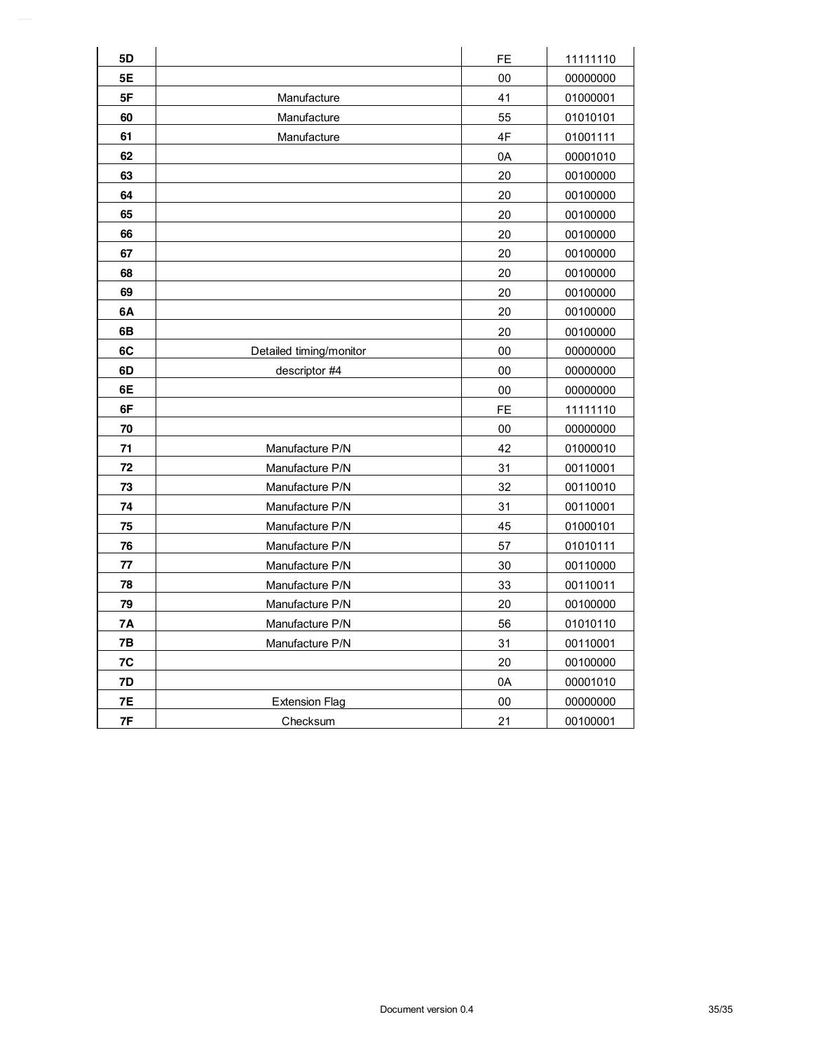| | | | |
|---|---|---|---|
| **5D** | | FE | 11111110 |
| **5E** | | 00 | 00000000 |
| **5F** | Manufacture | 41 | 01000001 |
| **60** | Manufacture | 55 | 01010101 |
| **61** | Manufacture | 4F | 01001111 |
| **62** | | 0A | 00001010 |
| **63** | | 20 | 00100000 |
| **64** | | 20 | 00100000 |
| **65** | | 20 | 00100000 |
| **66** | | 20 | 00100000 |
| **67** | | 20 | 00100000 |
| **68** | | 20 | 00100000 |
| **69** | | 20 | 00100000 |
| **6A** | | 20 | 00100000 |
| **6B** | | 20 | 00100000 |
| **6C** | Detailed timing/monitor | 00 | 00000000 |
| **6D** | descriptor #4 | 00 | 00000000 |
| **6E** | | 00 | 00000000 |
| **6F** | | FE | 11111110 |
| **70** | | 00 | 00000000 |
| **71** | Manufacture P/N | 42 | 01000010 |
| **72** | Manufacture P/N | 31 | 00110001 |
| **73** | Manufacture P/N | 32 | 00110010 |
| **74** | Manufacture P/N | 31 | 00110001 |
| **75** | Manufacture P/N | 45 | 01000101 |
| **76** | Manufacture P/N | 57 | 01010111 |
| **77** | Manufacture P/N | 30 | 00110000 |
| **78** | Manufacture P/N | 33 | 00110011 |
| **79** | Manufacture P/N | 20 | 00100000 |
| **7A** | Manufacture P/N | 56 | 01010110 |
| **7B** | Manufacture P/N | 31 | 00110001 |
| **7C** | | 20 | 00100000 |
| **7D** | | 0A | 00001010 |
| **7E** | Extension Flag | 00 | 00000000 |
| **7F** | Checksum | 21 | 00100001 |

Document version 0.4